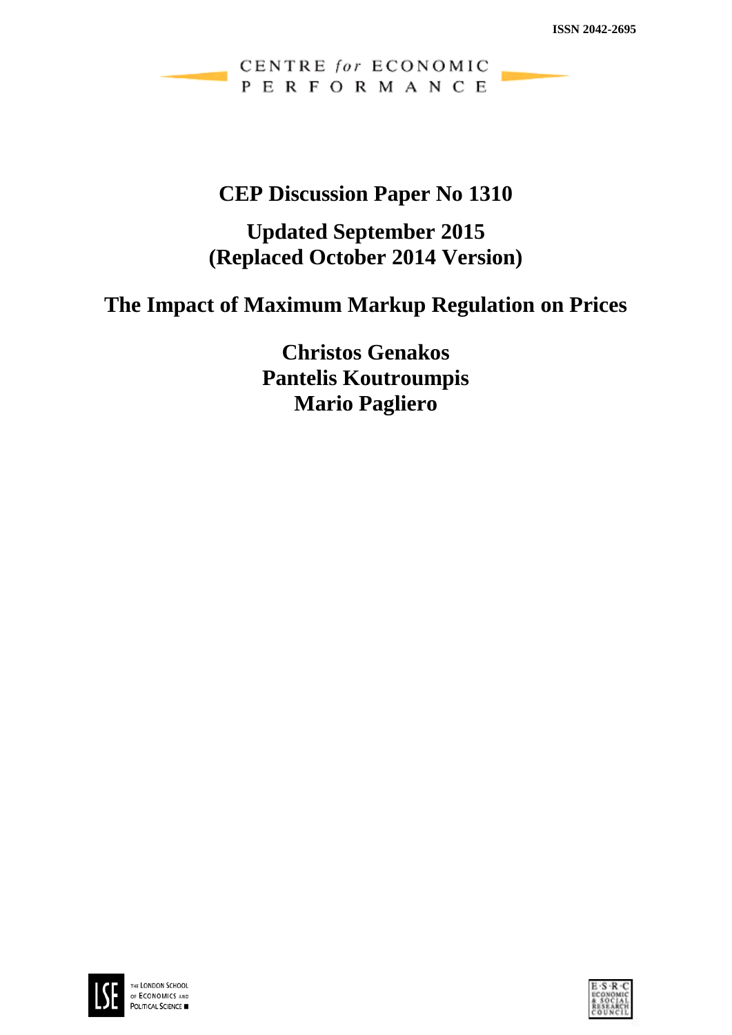ISSN 2042-2695

CENTRE *for* ECONOMIC PERFORMANCE

## CEP Discussion Paper No 1310

## Updated September 2015 (Replaced October 2014 Version)

# The Impact of Maximum Markup Regulation on Prices

**Christos Genakos**
**Pantelis Koutroumpis**
**Mario Pagliero**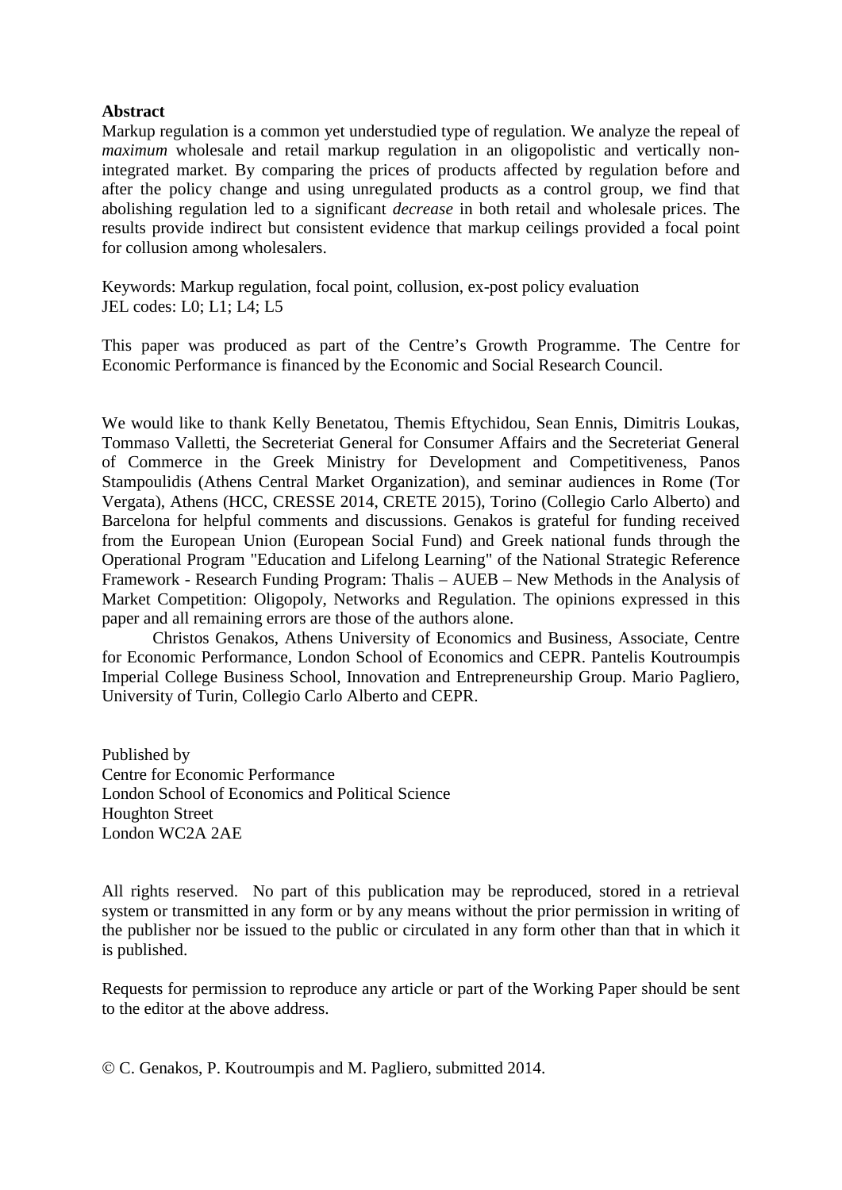**Abstract**

Markup regulation is a common yet understudied type of regulation. We analyze the repeal of *maximum* wholesale and retail markup regulation in an oligopolistic and vertically non-integrated market. By comparing the prices of products affected by regulation before and after the policy change and using unregulated products as a control group, we find that abolishing regulation led to a significant *decrease* in both retail and wholesale prices. The results provide indirect but consistent evidence that markup ceilings provided a focal point for collusion among wholesalers.

Keywords: Markup regulation, focal point, collusion, ex-post policy evaluation
JEL codes: L0; L1; L4; L5

This paper was produced as part of the Centre's Growth Programme. The Centre for Economic Performance is financed by the Economic and Social Research Council.

We would like to thank Kelly Benetatou, Themis Eftychidou, Sean Ennis, Dimitris Loukas, Tommaso Valletti, the Secreteriat General for Consumer Affairs and the Secreteriat General of Commerce in the Greek Ministry for Development and Competitiveness, Panos Stampoulidis (Athens Central Market Organization), and seminar audiences in Rome (Tor Vergata), Athens (HCC, CRESSE 2014, CRETE 2015), Torino (Collegio Carlo Alberto) and Barcelona for helpful comments and discussions. Genakos is grateful for funding received from the European Union (European Social Fund) and Greek national funds through the Operational Program "Education and Lifelong Learning" of the National Strategic Reference Framework - Research Funding Program: Thalis – AUEB – New Methods in the Analysis of Market Competition: Oligopoly, Networks and Regulation. The opinions expressed in this paper and all remaining errors are those of the authors alone.

Christos Genakos, Athens University of Economics and Business, Associate, Centre for Economic Performance, London School of Economics and CEPR. Pantelis Koutroumpis Imperial College Business School, Innovation and Entrepreneurship Group. Mario Pagliero, University of Turin, Collegio Carlo Alberto and CEPR.

Published by
Centre for Economic Performance
London School of Economics and Political Science
Houghton Street
London WC2A 2AE

All rights reserved. No part of this publication may be reproduced, stored in a retrieval system or transmitted in any form or by any means without the prior permission in writing of the publisher nor be issued to the public or circulated in any form other than that in which it is published.

Requests for permission to reproduce any article or part of the Working Paper should be sent to the editor at the above address.

© C. Genakos, P. Koutroumpis and M. Pagliero, submitted 2014.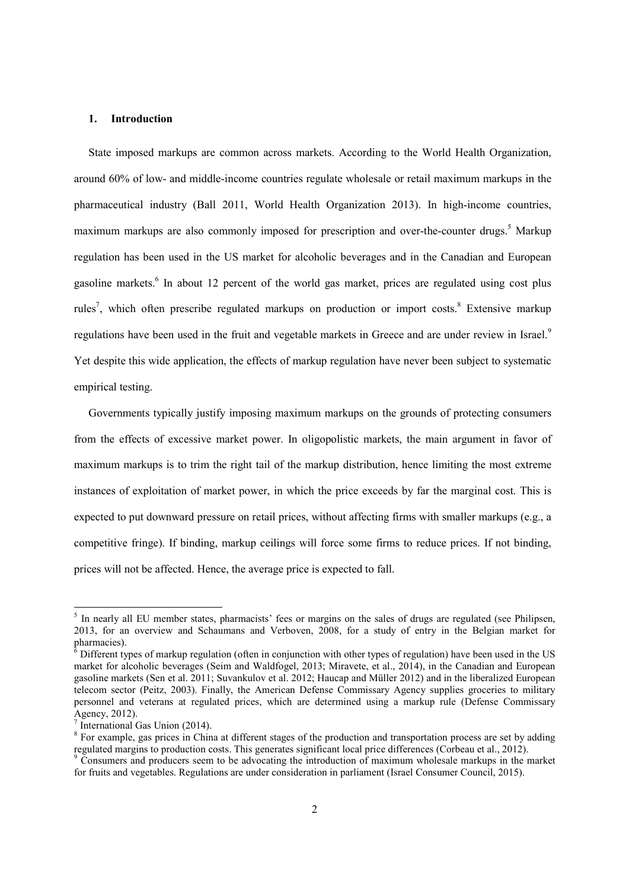## 1. Introduction

State imposed markups are common across markets. According to the World Health Organization, around 60% of low- and middle-income countries regulate wholesale or retail maximum markups in the pharmaceutical industry (Ball 2011, World Health Organization 2013). In high-income countries, maximum markups are also commonly imposed for prescription and over-the-counter drugs.[5] Markup regulation has been used in the US market for alcoholic beverages and in the Canadian and European gasoline markets.[6] In about 12 percent of the world gas market, prices are regulated using cost plus rules[7], which often prescribe regulated markups on production or import costs.[8] Extensive markup regulations have been used in the fruit and vegetable markets in Greece and are under review in Israel.[9] Yet despite this wide application, the effects of markup regulation have never been subject to systematic empirical testing.

Governments typically justify imposing maximum markups on the grounds of protecting consumers from the effects of excessive market power. In oligopolistic markets, the main argument in favor of maximum markups is to trim the right tail of the markup distribution, hence limiting the most extreme instances of exploitation of market power, in which the price exceeds by far the marginal cost. This is expected to put downward pressure on retail prices, without affecting firms with smaller markups (e.g., a competitive fringe). If binding, markup ceilings will force some firms to reduce prices. If not binding, prices will not be affected. Hence, the average price is expected to fall.

---

[5] In nearly all EU member states, pharmacists' fees or margins on the sales of drugs are regulated (see Philipsen, 2013, for an overview and Schaumans and Verboven, 2008, for a study of entry in the Belgian market for pharmacies).

[6] Different types of markup regulation (often in conjunction with other types of regulation) have been used in the US market for alcoholic beverages (Seim and Waldfogel, 2013; Miravete, et al., 2014), in the Canadian and European gasoline markets (Sen et al. 2011; Suvankulov et al. 2012; Haucap and Müller 2012) and in the liberalized European telecom sector (Peitz, 2003). Finally, the American Defense Commissary Agency supplies groceries to military personnel and veterans at regulated prices, which are determined using a markup rule (Defense Commissary Agency, 2012).

[7] International Gas Union (2014).

[8] For example, gas prices in China at different stages of the production and transportation process are set by adding regulated margins to production costs. This generates significant local price differences (Corbeau et al., 2012).

[9] Consumers and producers seem to be advocating the introduction of maximum wholesale markups in the market for fruits and vegetables. Regulations are under consideration in parliament (Israel Consumer Council, 2015).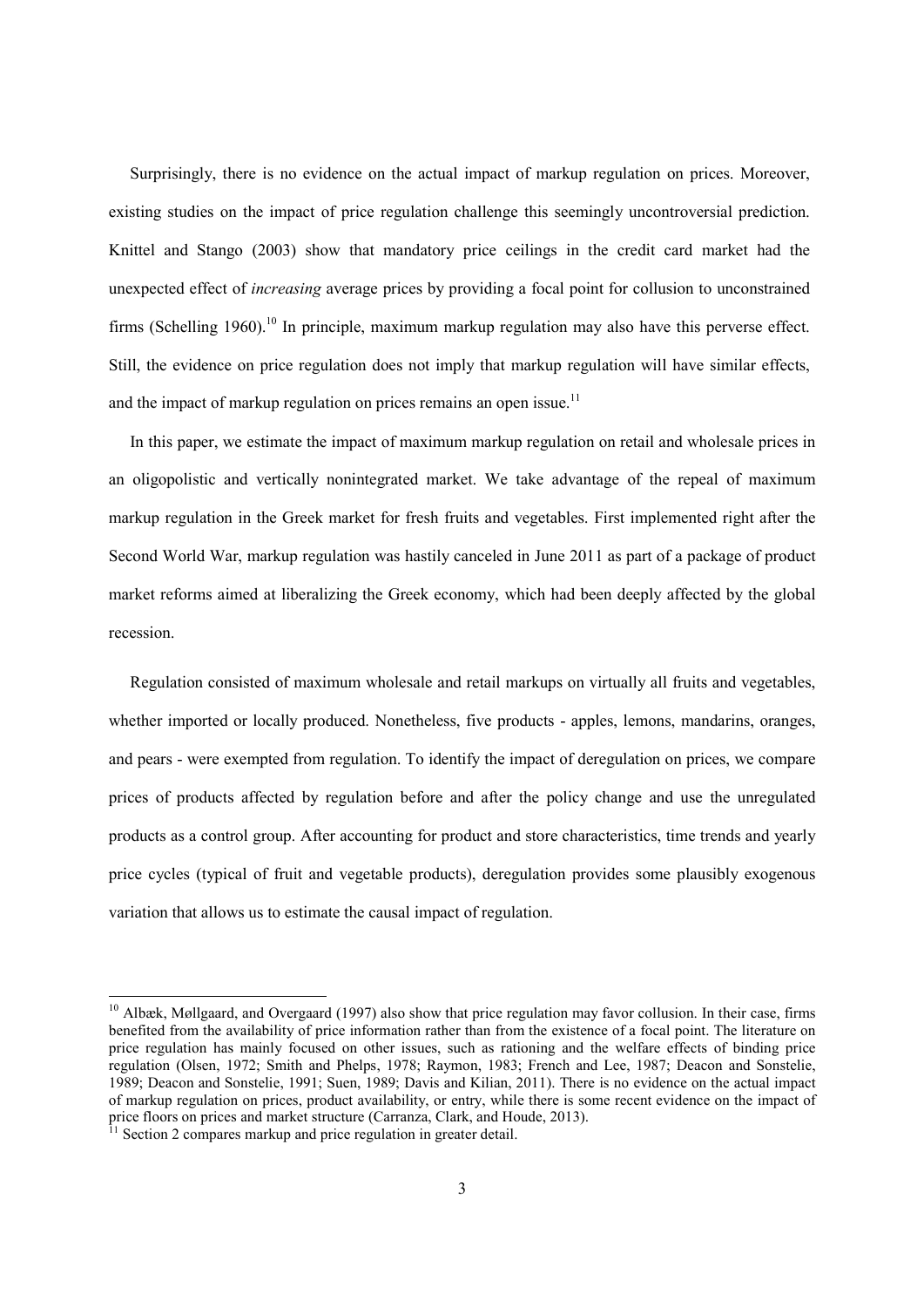Surprisingly, there is no evidence on the actual impact of markup regulation on prices. Moreover, existing studies on the impact of price regulation challenge this seemingly uncontroversial prediction. Knittel and Stango (2003) show that mandatory price ceilings in the credit card market had the unexpected effect of *increasing* average prices by providing a focal point for collusion to unconstrained firms (Schelling 1960).[10] In principle, maximum markup regulation may also have this perverse effect. Still, the evidence on price regulation does not imply that markup regulation will have similar effects, and the impact of markup regulation on prices remains an open issue.[11]

In this paper, we estimate the impact of maximum markup regulation on retail and wholesale prices in an oligopolistic and vertically nonintegrated market. We take advantage of the repeal of maximum markup regulation in the Greek market for fresh fruits and vegetables. First implemented right after the Second World War, markup regulation was hastily canceled in June 2011 as part of a package of product market reforms aimed at liberalizing the Greek economy, which had been deeply affected by the global recession.

Regulation consisted of maximum wholesale and retail markups on virtually all fruits and vegetables, whether imported or locally produced. Nonetheless, five products - apples, lemons, mandarins, oranges, and pears - were exempted from regulation. To identify the impact of deregulation on prices, we compare prices of products affected by regulation before and after the policy change and use the unregulated products as a control group. After accounting for product and store characteristics, time trends and yearly price cycles (typical of fruit and vegetable products), deregulation provides some plausibly exogenous variation that allows us to estimate the causal impact of regulation.

[10] Albæk, Møllgaard, and Overgaard (1997) also show that price regulation may favor collusion. In their case, firms benefited from the availability of price information rather than from the existence of a focal point. The literature on price regulation has mainly focused on other issues, such as rationing and the welfare effects of binding price regulation (Olsen, 1972; Smith and Phelps, 1978; Raymon, 1983; French and Lee, 1987; Deacon and Sonstelie, 1989; Deacon and Sonstelie, 1991; Suen, 1989; Davis and Kilian, 2011). There is no evidence on the actual impact of markup regulation on prices, product availability, or entry, while there is some recent evidence on the impact of price floors on prices and market structure (Carranza, Clark, and Houde, 2013).

[11] Section 2 compares markup and price regulation in greater detail.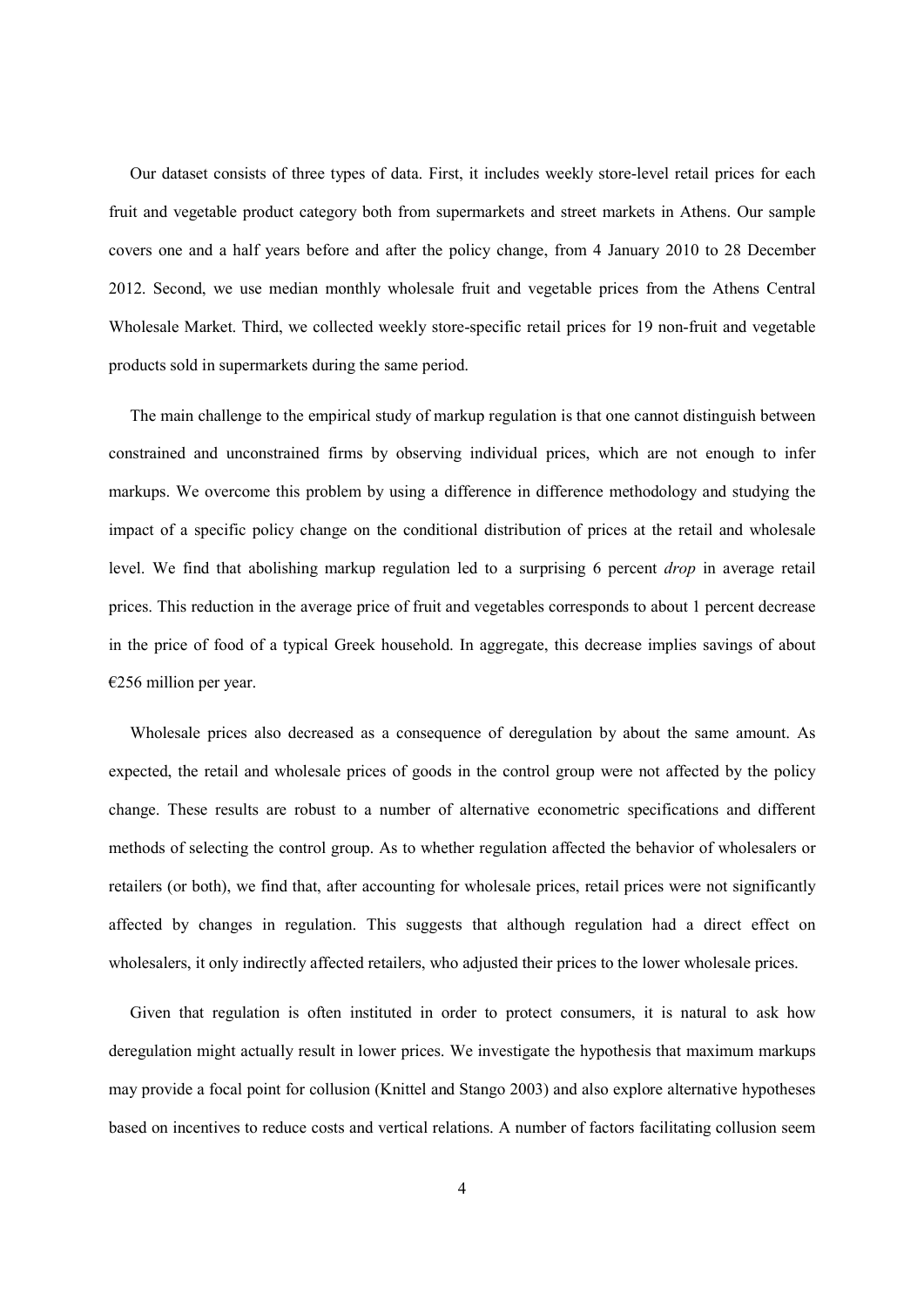Our dataset consists of three types of data. First, it includes weekly store-level retail prices for each fruit and vegetable product category both from supermarkets and street markets in Athens. Our sample covers one and a half years before and after the policy change, from 4 January 2010 to 28 December 2012. Second, we use median monthly wholesale fruit and vegetable prices from the Athens Central Wholesale Market. Third, we collected weekly store-specific retail prices for 19 non-fruit and vegetable products sold in supermarkets during the same period.

The main challenge to the empirical study of markup regulation is that one cannot distinguish between constrained and unconstrained firms by observing individual prices, which are not enough to infer markups. We overcome this problem by using a difference in difference methodology and studying the impact of a specific policy change on the conditional distribution of prices at the retail and wholesale level. We find that abolishing markup regulation led to a surprising 6 percent *drop* in average retail prices. This reduction in the average price of fruit and vegetables corresponds to about 1 percent decrease in the price of food of a typical Greek household. In aggregate, this decrease implies savings of about €256 million per year.

Wholesale prices also decreased as a consequence of deregulation by about the same amount. As expected, the retail and wholesale prices of goods in the control group were not affected by the policy change. These results are robust to a number of alternative econometric specifications and different methods of selecting the control group. As to whether regulation affected the behavior of wholesalers or retailers (or both), we find that, after accounting for wholesale prices, retail prices were not significantly affected by changes in regulation. This suggests that although regulation had a direct effect on wholesalers, it only indirectly affected retailers, who adjusted their prices to the lower wholesale prices.

Given that regulation is often instituted in order to protect consumers, it is natural to ask how deregulation might actually result in lower prices. We investigate the hypothesis that maximum markups may provide a focal point for collusion (Knittel and Stango 2003) and also explore alternative hypotheses based on incentives to reduce costs and vertical relations. A number of factors facilitating collusion seem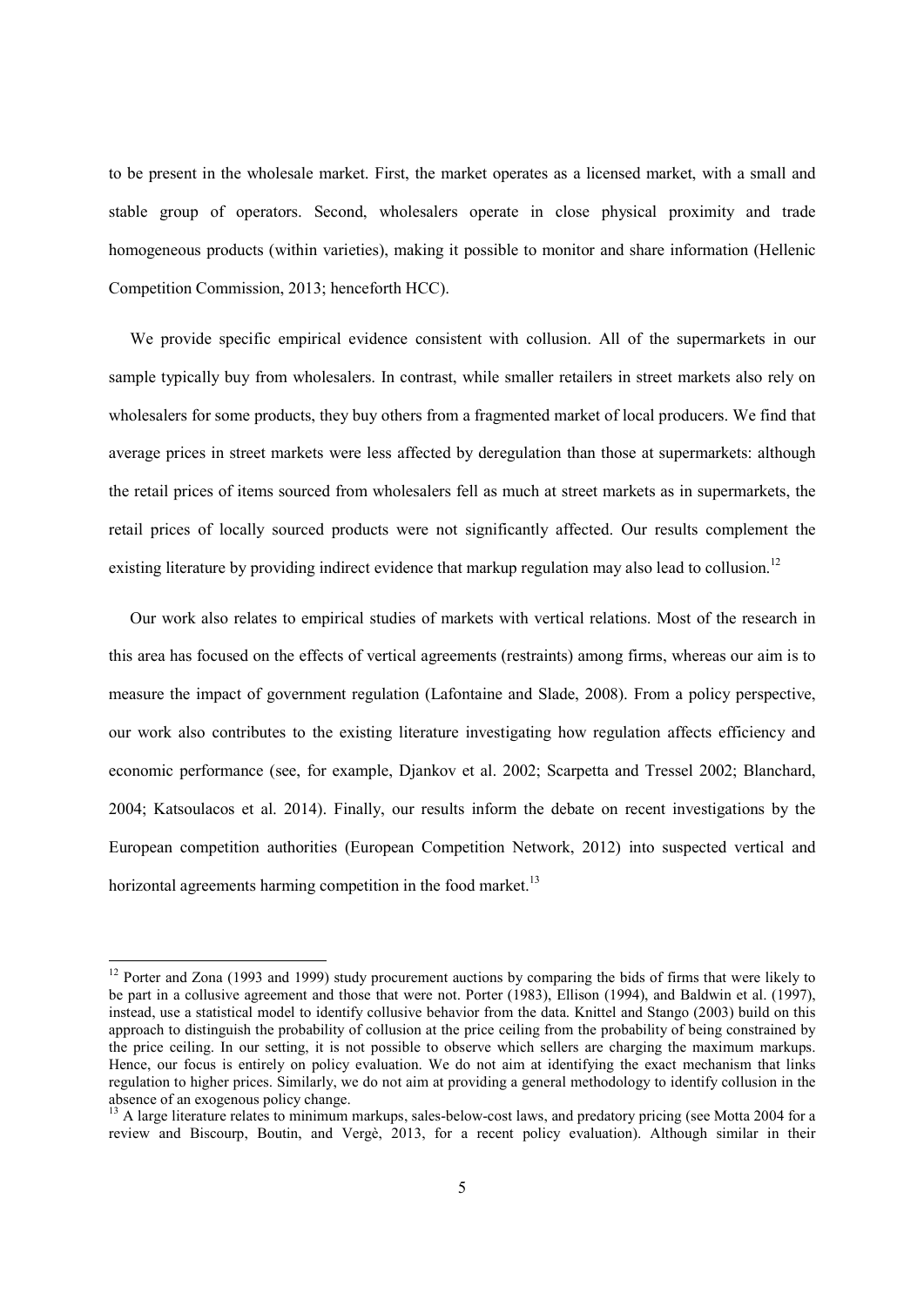to be present in the wholesale market. First, the market operates as a licensed market, with a small and stable group of operators. Second, wholesalers operate in close physical proximity and trade homogeneous products (within varieties), making it possible to monitor and share information (Hellenic Competition Commission, 2013; henceforth HCC).

We provide specific empirical evidence consistent with collusion. All of the supermarkets in our sample typically buy from wholesalers. In contrast, while smaller retailers in street markets also rely on wholesalers for some products, they buy others from a fragmented market of local producers. We find that average prices in street markets were less affected by deregulation than those at supermarkets: although the retail prices of items sourced from wholesalers fell as much at street markets as in supermarkets, the retail prices of locally sourced products were not significantly affected. Our results complement the existing literature by providing indirect evidence that markup regulation may also lead to collusion.[12]

Our work also relates to empirical studies of markets with vertical relations. Most of the research in this area has focused on the effects of vertical agreements (restraints) among firms, whereas our aim is to measure the impact of government regulation (Lafontaine and Slade, 2008). From a policy perspective, our work also contributes to the existing literature investigating how regulation affects efficiency and economic performance (see, for example, Djankov et al. 2002; Scarpetta and Tressel 2002; Blanchard, 2004; Katsoulacos et al. 2014). Finally, our results inform the debate on recent investigations by the European competition authorities (European Competition Network, 2012) into suspected vertical and horizontal agreements harming competition in the food market.[13]

[12] Porter and Zona (1993 and 1999) study procurement auctions by comparing the bids of firms that were likely to be part in a collusive agreement and those that were not. Porter (1983), Ellison (1994), and Baldwin et al. (1997), instead, use a statistical model to identify collusive behavior from the data. Knittel and Stango (2003) build on this approach to distinguish the probability of collusion at the price ceiling from the probability of being constrained by the price ceiling. In our setting, it is not possible to observe which sellers are charging the maximum markups. Hence, our focus is entirely on policy evaluation. We do not aim at identifying the exact mechanism that links regulation to higher prices. Similarly, we do not aim at providing a general methodology to identify collusion in the absence of an exogenous policy change.

[13] A large literature relates to minimum markups, sales-below-cost laws, and predatory pricing (see Motta 2004 for a review and Biscourp, Boutin, and Vergè, 2013, for a recent policy evaluation). Although similar in their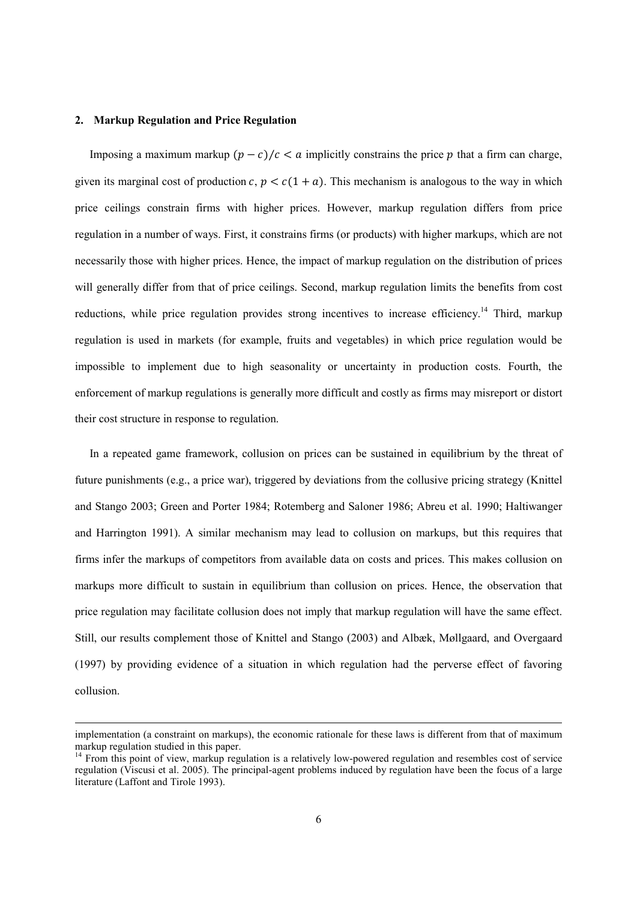## 2. Markup Regulation and Price Regulation

Imposing a maximum markup $(p - c)/c < a$ implicitly constrains the price $p$ that a firm can charge, given its marginal cost of production $c$, $p < c(1 + a)$. This mechanism is analogous to the way in which price ceilings constrain firms with higher prices. However, markup regulation differs from price regulation in a number of ways. First, it constrains firms (or products) with higher markups, which are not necessarily those with higher prices. Hence, the impact of markup regulation on the distribution of prices will generally differ from that of price ceilings. Second, markup regulation limits the benefits from cost reductions, while price regulation provides strong incentives to increase efficiency.[14] Third, markup regulation is used in markets (for example, fruits and vegetables) in which price regulation would be impossible to implement due to high seasonality or uncertainty in production costs. Fourth, the enforcement of markup regulations is generally more difficult and costly as firms may misreport or distort their cost structure in response to regulation.

In a repeated game framework, collusion on prices can be sustained in equilibrium by the threat of future punishments (e.g., a price war), triggered by deviations from the collusive pricing strategy (Knittel and Stango 2003; Green and Porter 1984; Rotemberg and Saloner 1986; Abreu et al. 1990; Haltiwanger and Harrington 1991). A similar mechanism may lead to collusion on markups, but this requires that firms infer the markups of competitors from available data on costs and prices. This makes collusion on markups more difficult to sustain in equilibrium than collusion on prices. Hence, the observation that price regulation may facilitate collusion does not imply that markup regulation will have the same effect. Still, our results complement those of Knittel and Stango (2003) and Albæk, Møllgaard, and Overgaard (1997) by providing evidence of a situation in which regulation had the perverse effect of favoring collusion.

implementation (a constraint on markups), the economic rationale for these laws is different from that of maximum markup regulation studied in this paper.

[14] From this point of view, markup regulation is a relatively low-powered regulation and resembles cost of service regulation (Viscusi et al. 2005). The principal-agent problems induced by regulation have been the focus of a large literature (Laffont and Tirole 1993).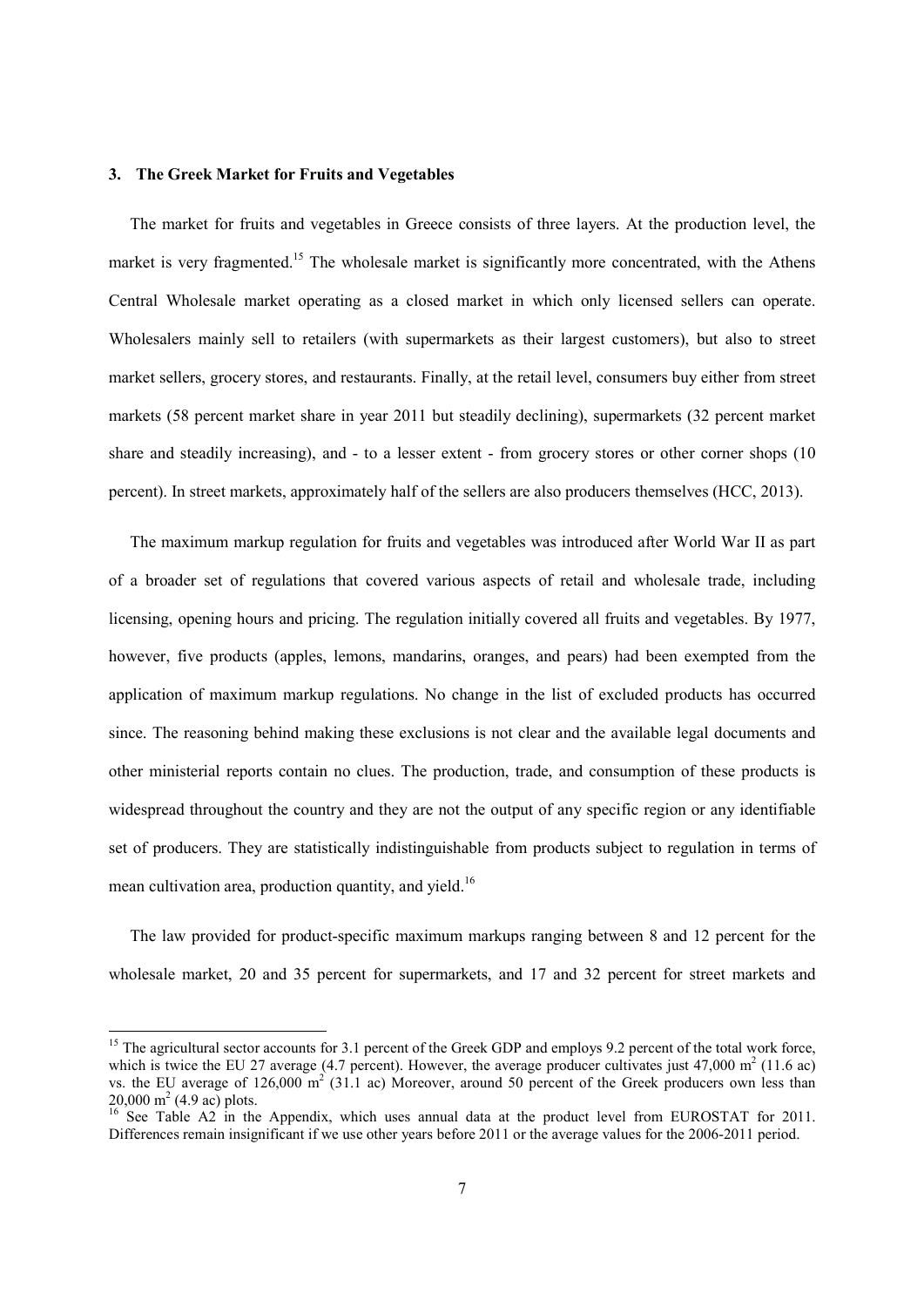## 3. The Greek Market for Fruits and Vegetables

The market for fruits and vegetables in Greece consists of three layers. At the production level, the market is very fragmented.[15] The wholesale market is significantly more concentrated, with the Athens Central Wholesale market operating as a closed market in which only licensed sellers can operate. Wholesalers mainly sell to retailers (with supermarkets as their largest customers), but also to street market sellers, grocery stores, and restaurants. Finally, at the retail level, consumers buy either from street markets (58 percent market share in year 2011 but steadily declining), supermarkets (32 percent market share and steadily increasing), and - to a lesser extent - from grocery stores or other corner shops (10 percent). In street markets, approximately half of the sellers are also producers themselves (HCC, 2013).

The maximum markup regulation for fruits and vegetables was introduced after World War II as part of a broader set of regulations that covered various aspects of retail and wholesale trade, including licensing, opening hours and pricing. The regulation initially covered all fruits and vegetables. By 1977, however, five products (apples, lemons, mandarins, oranges, and pears) had been exempted from the application of maximum markup regulations. No change in the list of excluded products has occurred since. The reasoning behind making these exclusions is not clear and the available legal documents and other ministerial reports contain no clues. The production, trade, and consumption of these products is widespread throughout the country and they are not the output of any specific region or any identifiable set of producers. They are statistically indistinguishable from products subject to regulation in terms of mean cultivation area, production quantity, and yield.[16]

The law provided for product-specific maximum markups ranging between 8 and 12 percent for the wholesale market, 20 and 35 percent for supermarkets, and 17 and 32 percent for street markets and

---

[15] The agricultural sector accounts for 3.1 percent of the Greek GDP and employs 9.2 percent of the total work force, which is twice the EU 27 average (4.7 percent). However, the average producer cultivates just 47,000 $m^2$ (11.6 ac) vs. the EU average of 126,000 $m^2$ (31.1 ac) Moreover, around 50 percent of the Greek producers own less than 20,000 $m^2$ (4.9 ac) plots.

[16] See Table A2 in the Appendix, which uses annual data at the product level from EUROSTAT for 2011. Differences remain insignificant if we use other years before 2011 or the average values for the 2006-2011 period.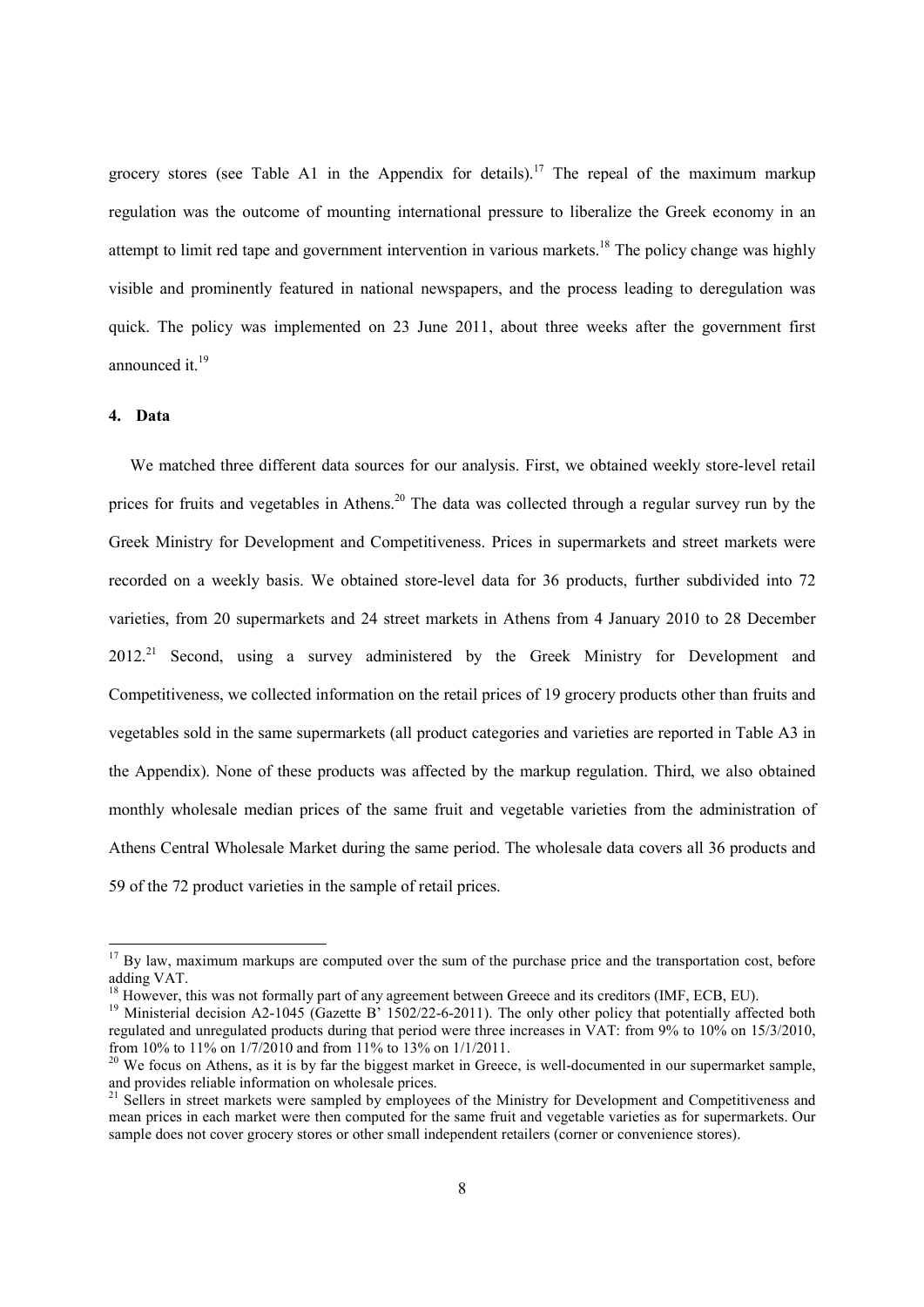grocery stores (see Table A1 in the Appendix for details).[17] The repeal of the maximum markup regulation was the outcome of mounting international pressure to liberalize the Greek economy in an attempt to limit red tape and government intervention in various markets.[18] The policy change was highly visible and prominently featured in national newspapers, and the process leading to deregulation was quick. The policy was implemented on 23 June 2011, about three weeks after the government first announced it.[19]

## 4. Data

We matched three different data sources for our analysis. First, we obtained weekly store-level retail prices for fruits and vegetables in Athens.[20] The data was collected through a regular survey run by the Greek Ministry for Development and Competitiveness. Prices in supermarkets and street markets were recorded on a weekly basis. We obtained store-level data for 36 products, further subdivided into 72 varieties, from 20 supermarkets and 24 street markets in Athens from 4 January 2010 to 28 December 2012.[21] Second, using a survey administered by the Greek Ministry for Development and Competitiveness, we collected information on the retail prices of 19 grocery products other than fruits and vegetables sold in the same supermarkets (all product categories and varieties are reported in Table A3 in the Appendix). None of these products was affected by the markup regulation. Third, we also obtained monthly wholesale median prices of the same fruit and vegetable varieties from the administration of Athens Central Wholesale Market during the same period. The wholesale data covers all 36 products and 59 of the 72 product varieties in the sample of retail prices.

---

[17] By law, maximum markups are computed over the sum of the purchase price and the transportation cost, before adding VAT.

[18] However, this was not formally part of any agreement between Greece and its creditors (IMF, ECB, EU).

[19] Ministerial decision A2-1045 (Gazette B' 1502/22-6-2011). The only other policy that potentially affected both regulated and unregulated products during that period were three increases in VAT: from 9% to 10% on 15/3/2010, from 10% to 11% on 1/7/2010 and from 11% to 13% on 1/1/2011.

[20] We focus on Athens, as it is by far the biggest market in Greece, is well-documented in our supermarket sample, and provides reliable information on wholesale prices.

[21] Sellers in street markets were sampled by employees of the Ministry for Development and Competitiveness and mean prices in each market were then computed for the same fruit and vegetable varieties as for supermarkets. Our sample does not cover grocery stores or other small independent retailers (corner or convenience stores).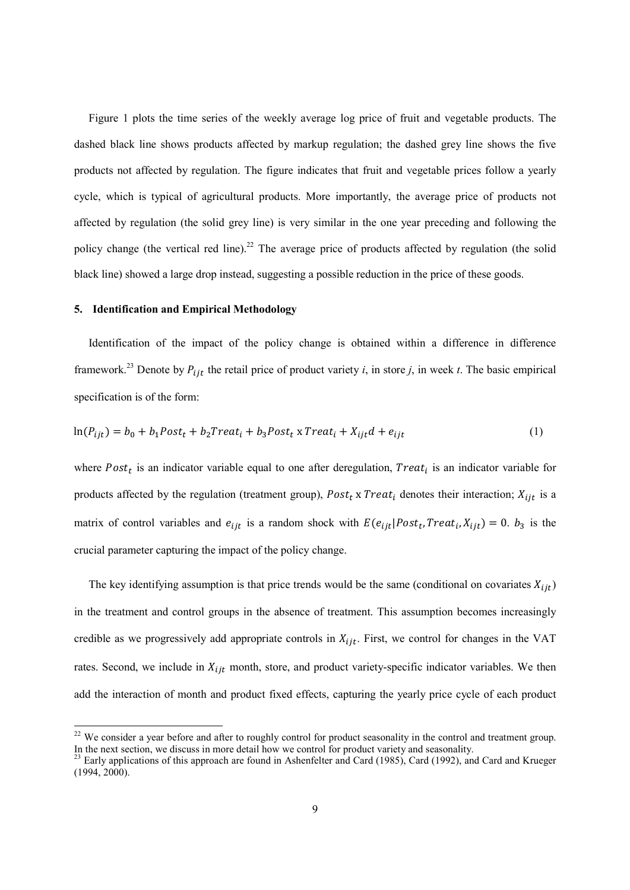Figure 1 plots the time series of the weekly average log price of fruit and vegetable products. The dashed black line shows products affected by markup regulation; the dashed grey line shows the five products not affected by regulation. The figure indicates that fruit and vegetable prices follow a yearly cycle, which is typical of agricultural products. More importantly, the average price of products not affected by regulation (the solid grey line) is very similar in the one year preceding and following the policy change (the vertical red line).[22] The average price of products affected by regulation (the solid black line) showed a large drop instead, suggesting a possible reduction in the price of these goods.

## 5. Identification and Empirical Methodology

Identification of the impact of the policy change is obtained within a difference in difference framework.[23] Denote by $P_{ijt}$ the retail price of product variety *i*, in store *j*, in week *t*. The basic empirical specification is of the form:

$$\ln(P_{ijt}) = b_0 + b_1 Post_t + b_2 Treat_i + b_3 Post_t \times Treat_i + X_{ijt} d + e_{ijt} \tag{1}$$

where $Post_t$ is an indicator variable equal to one after deregulation, $Treat_i$ is an indicator variable for products affected by the regulation (treatment group), $Post_t \times Treat_i$ denotes their interaction; $X_{ijt}$ is a matrix of control variables and $e_{ijt}$ is a random shock with $E(e_{ijt}|Post_t, Treat_i, X_{ijt}) = 0$. $b_3$ is the crucial parameter capturing the impact of the policy change.

The key identifying assumption is that price trends would be the same (conditional on covariates $X_{ijt}$) in the treatment and control groups in the absence of treatment. This assumption becomes increasingly credible as we progressively add appropriate controls in $X_{ijt}$. First, we control for changes in the VAT rates. Second, we include in $X_{ijt}$ month, store, and product variety-specific indicator variables. We then add the interaction of month and product fixed effects, capturing the yearly price cycle of each product

[22] We consider a year before and after to roughly control for product seasonality in the control and treatment group. In the next section, we discuss in more detail how we control for product variety and seasonality.

[23] Early applications of this approach are found in Ashenfelter and Card (1985), Card (1992), and Card and Krueger (1994, 2000).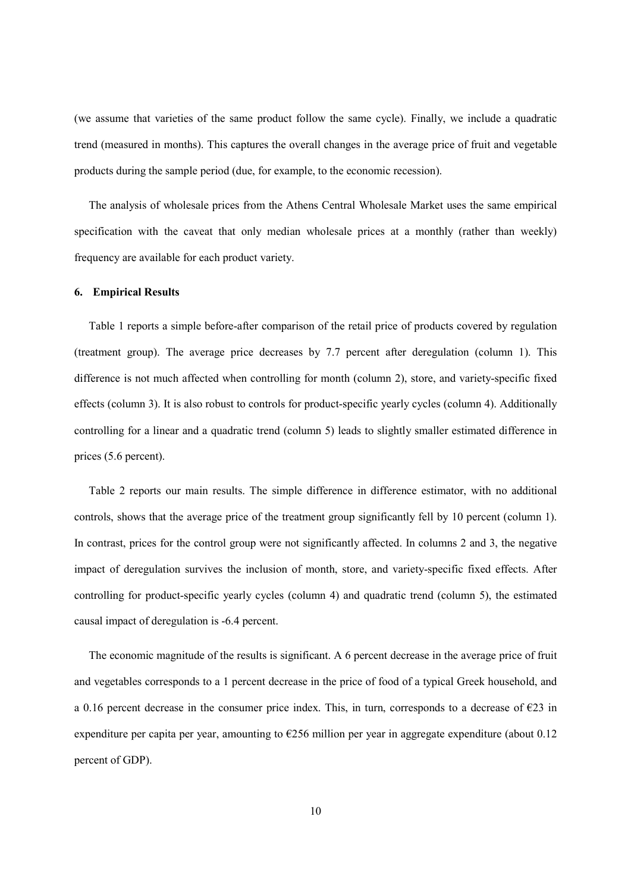(we assume that varieties of the same product follow the same cycle). Finally, we include a quadratic trend (measured in months). This captures the overall changes in the average price of fruit and vegetable products during the sample period (due, for example, to the economic recession).

The analysis of wholesale prices from the Athens Central Wholesale Market uses the same empirical specification with the caveat that only median wholesale prices at a monthly (rather than weekly) frequency are available for each product variety.

## 6. Empirical Results

Table 1 reports a simple before-after comparison of the retail price of products covered by regulation (treatment group). The average price decreases by 7.7 percent after deregulation (column 1). This difference is not much affected when controlling for month (column 2), store, and variety-specific fixed effects (column 3). It is also robust to controls for product-specific yearly cycles (column 4). Additionally controlling for a linear and a quadratic trend (column 5) leads to slightly smaller estimated difference in prices (5.6 percent).

Table 2 reports our main results. The simple difference in difference estimator, with no additional controls, shows that the average price of the treatment group significantly fell by 10 percent (column 1). In contrast, prices for the control group were not significantly affected. In columns 2 and 3, the negative impact of deregulation survives the inclusion of month, store, and variety-specific fixed effects. After controlling for product-specific yearly cycles (column 4) and quadratic trend (column 5), the estimated causal impact of deregulation is -6.4 percent.

The economic magnitude of the results is significant. A 6 percent decrease in the average price of fruit and vegetables corresponds to a 1 percent decrease in the price of food of a typical Greek household, and a 0.16 percent decrease in the consumer price index. This, in turn, corresponds to a decrease of €23 in expenditure per capita per year, amounting to €256 million per year in aggregate expenditure (about 0.12 percent of GDP).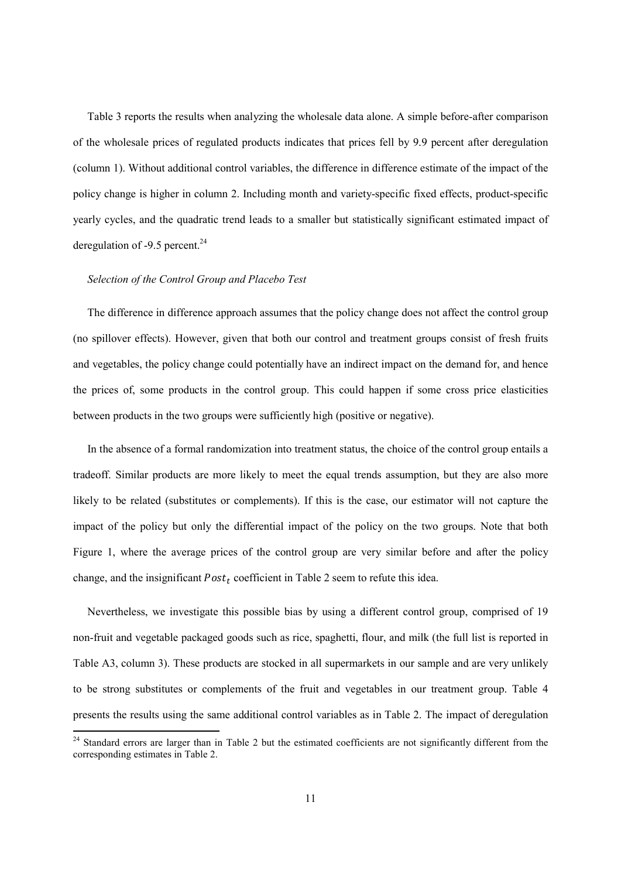Table 3 reports the results when analyzing the wholesale data alone. A simple before-after comparison of the wholesale prices of regulated products indicates that prices fell by 9.9 percent after deregulation (column 1). Without additional control variables, the difference in difference estimate of the impact of the policy change is higher in column 2. Including month and variety-specific fixed effects, product-specific yearly cycles, and the quadratic trend leads to a smaller but statistically significant estimated impact of deregulation of -9.5 percent.[24]

*Selection of the Control Group and Placebo Test*

The difference in difference approach assumes that the policy change does not affect the control group (no spillover effects). However, given that both our control and treatment groups consist of fresh fruits and vegetables, the policy change could potentially have an indirect impact on the demand for, and hence the prices of, some products in the control group. This could happen if some cross price elasticities between products in the two groups were sufficiently high (positive or negative).

In the absence of a formal randomization into treatment status, the choice of the control group entails a tradeoff. Similar products are more likely to meet the equal trends assumption, but they are also more likely to be related (substitutes or complements). If this is the case, our estimator will not capture the impact of the policy but only the differential impact of the policy on the two groups. Note that both Figure 1, where the average prices of the control group are very similar before and after the policy change, and the insignificant $Post_t$ coefficient in Table 2 seem to refute this idea.

Nevertheless, we investigate this possible bias by using a different control group, comprised of 19 non-fruit and vegetable packaged goods such as rice, spaghetti, flour, and milk (the full list is reported in Table A3, column 3). These products are stocked in all supermarkets in our sample and are very unlikely to be strong substitutes or complements of the fruit and vegetables in our treatment group. Table 4 presents the results using the same additional control variables as in Table 2. The impact of deregulation

[24] Standard errors are larger than in Table 2 but the estimated coefficients are not significantly different from the corresponding estimates in Table 2.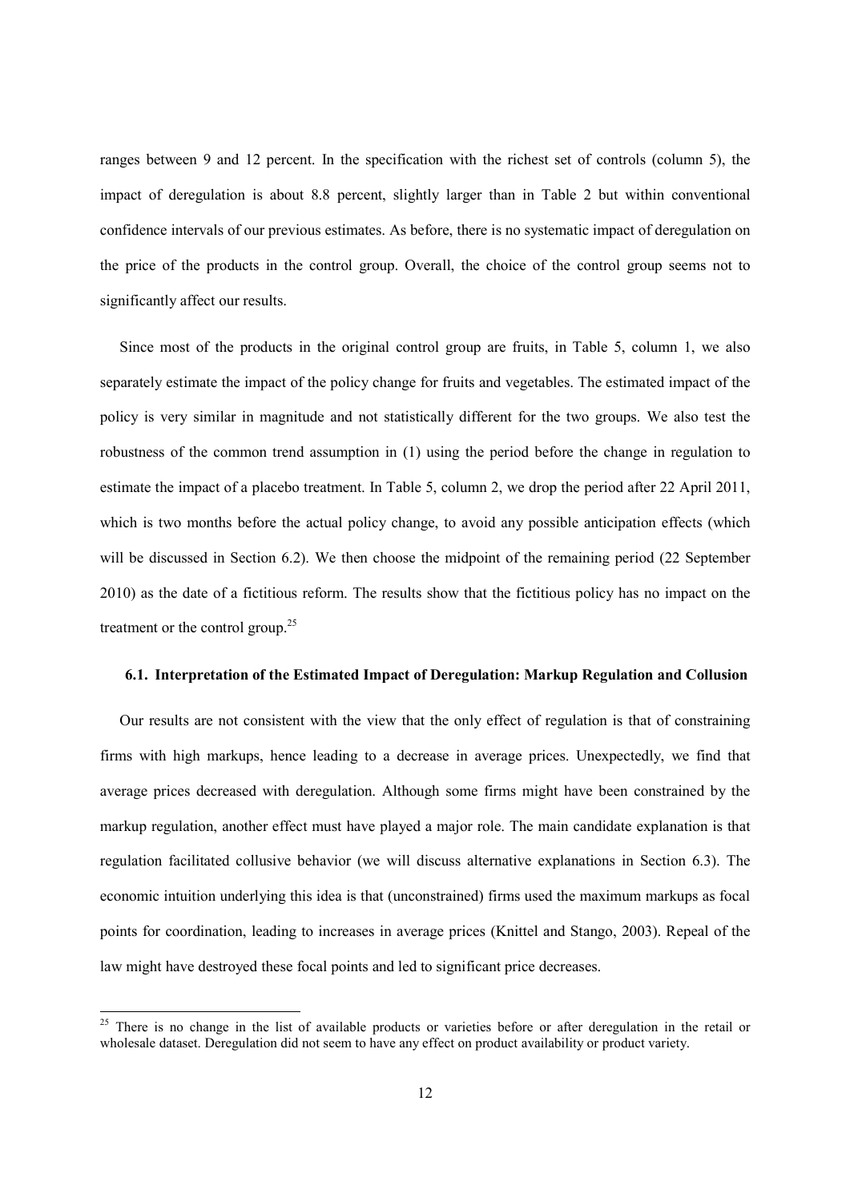ranges between 9 and 12 percent. In the specification with the richest set of controls (column 5), the impact of deregulation is about 8.8 percent, slightly larger than in Table 2 but within conventional confidence intervals of our previous estimates. As before, there is no systematic impact of deregulation on the price of the products in the control group. Overall, the choice of the control group seems not to significantly affect our results.

Since most of the products in the original control group are fruits, in Table 5, column 1, we also separately estimate the impact of the policy change for fruits and vegetables. The estimated impact of the policy is very similar in magnitude and not statistically different for the two groups. We also test the robustness of the common trend assumption in (1) using the period before the change in regulation to estimate the impact of a placebo treatment. In Table 5, column 2, we drop the period after 22 April 2011, which is two months before the actual policy change, to avoid any possible anticipation effects (which will be discussed in Section 6.2). We then choose the midpoint of the remaining period (22 September 2010) as the date of a fictitious reform. The results show that the fictitious policy has no impact on the treatment or the control group.[25]

### 6.1. Interpretation of the Estimated Impact of Deregulation: Markup Regulation and Collusion

Our results are not consistent with the view that the only effect of regulation is that of constraining firms with high markups, hence leading to a decrease in average prices. Unexpectedly, we find that average prices decreased with deregulation. Although some firms might have been constrained by the markup regulation, another effect must have played a major role. The main candidate explanation is that regulation facilitated collusive behavior (we will discuss alternative explanations in Section 6.3). The economic intuition underlying this idea is that (unconstrained) firms used the maximum markups as focal points for coordination, leading to increases in average prices (Knittel and Stango, 2003). Repeal of the law might have destroyed these focal points and led to significant price decreases.

[25] There is no change in the list of available products or varieties before or after deregulation in the retail or wholesale dataset. Deregulation did not seem to have any effect on product availability or product variety.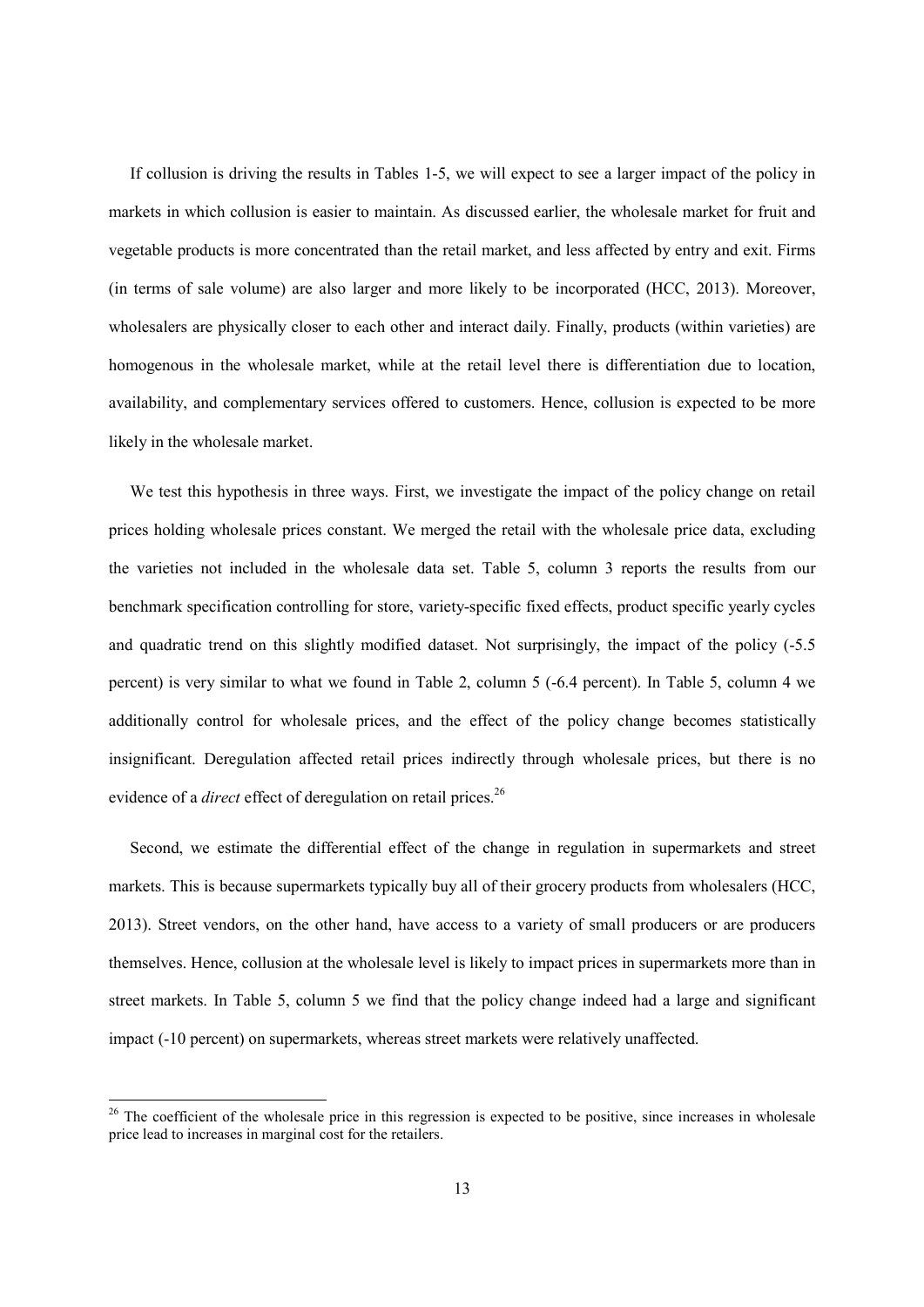If collusion is driving the results in Tables 1-5, we will expect to see a larger impact of the policy in markets in which collusion is easier to maintain. As discussed earlier, the wholesale market for fruit and vegetable products is more concentrated than the retail market, and less affected by entry and exit. Firms (in terms of sale volume) are also larger and more likely to be incorporated (HCC, 2013). Moreover, wholesalers are physically closer to each other and interact daily. Finally, products (within varieties) are homogenous in the wholesale market, while at the retail level there is differentiation due to location, availability, and complementary services offered to customers. Hence, collusion is expected to be more likely in the wholesale market.

We test this hypothesis in three ways. First, we investigate the impact of the policy change on retail prices holding wholesale prices constant. We merged the retail with the wholesale price data, excluding the varieties not included in the wholesale data set. Table 5, column 3 reports the results from our benchmark specification controlling for store, variety-specific fixed effects, product specific yearly cycles and quadratic trend on this slightly modified dataset. Not surprisingly, the impact of the policy (-5.5 percent) is very similar to what we found in Table 2, column 5 (-6.4 percent). In Table 5, column 4 we additionally control for wholesale prices, and the effect of the policy change becomes statistically insignificant. Deregulation affected retail prices indirectly through wholesale prices, but there is no evidence of a *direct* effect of deregulation on retail prices.[26]

Second, we estimate the differential effect of the change in regulation in supermarkets and street markets. This is because supermarkets typically buy all of their grocery products from wholesalers (HCC, 2013). Street vendors, on the other hand, have access to a variety of small producers or are producers themselves. Hence, collusion at the wholesale level is likely to impact prices in supermarkets more than in street markets. In Table 5, column 5 we find that the policy change indeed had a large and significant impact (-10 percent) on supermarkets, whereas street markets were relatively unaffected.

[26] The coefficient of the wholesale price in this regression is expected to be positive, since increases in wholesale price lead to increases in marginal cost for the retailers.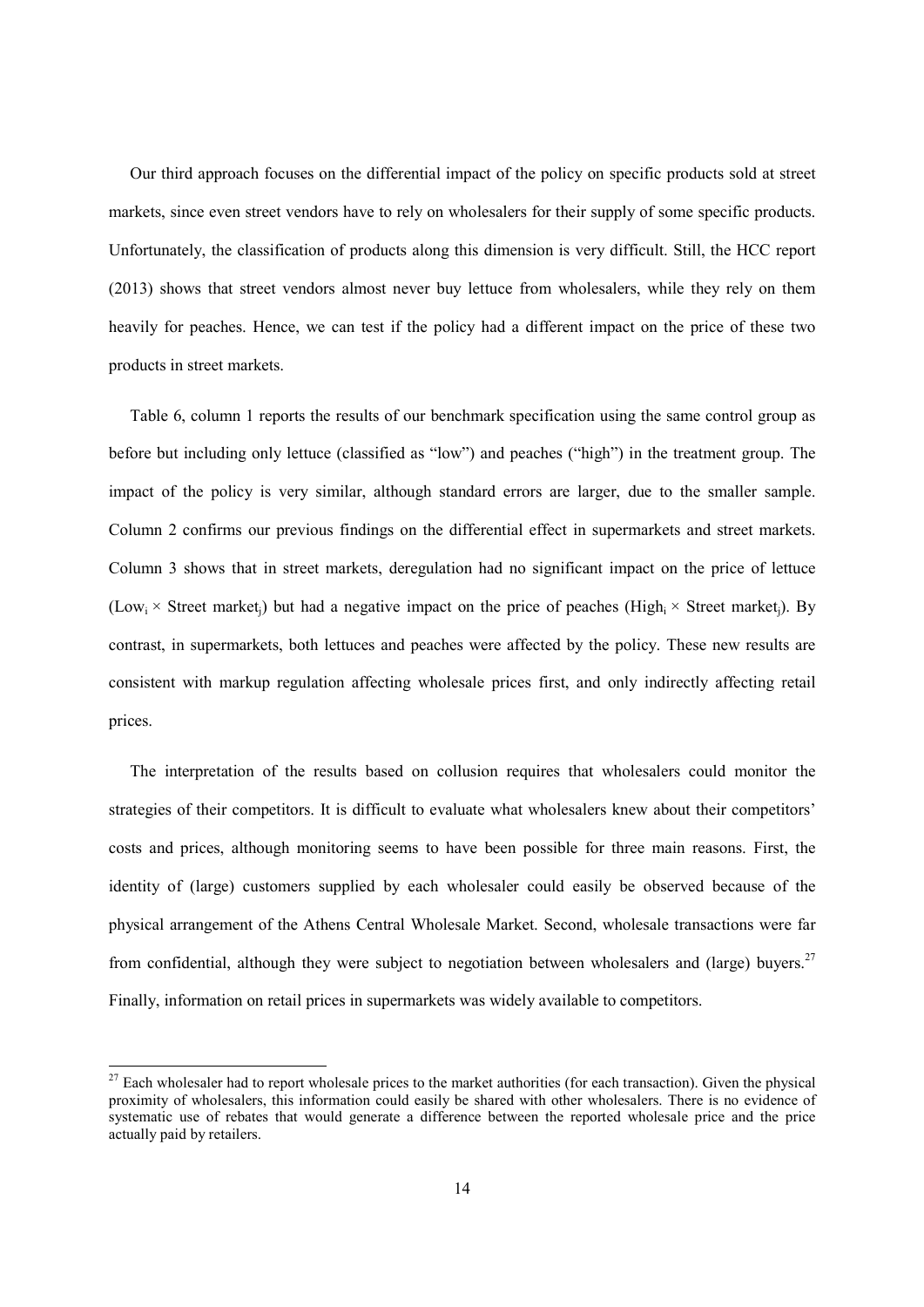Our third approach focuses on the differential impact of the policy on specific products sold at street markets, since even street vendors have to rely on wholesalers for their supply of some specific products. Unfortunately, the classification of products along this dimension is very difficult. Still, the HCC report (2013) shows that street vendors almost never buy lettuce from wholesalers, while they rely on them heavily for peaches. Hence, we can test if the policy had a different impact on the price of these two products in street markets.

Table 6, column 1 reports the results of our benchmark specification using the same control group as before but including only lettuce (classified as "low") and peaches ("high") in the treatment group. The impact of the policy is very similar, although standard errors are larger, due to the smaller sample. Column 2 confirms our previous findings on the differential effect in supermarkets and street markets. Column 3 shows that in street markets, deregulation had no significant impact on the price of lettuce ($\text{Low}_i \times \text{Street market}_j$) but had a negative impact on the price of peaches ($\text{High}_i \times \text{Street market}_j$). By contrast, in supermarkets, both lettuces and peaches were affected by the policy. These new results are consistent with markup regulation affecting wholesale prices first, and only indirectly affecting retail prices.

The interpretation of the results based on collusion requires that wholesalers could monitor the strategies of their competitors. It is difficult to evaluate what wholesalers knew about their competitors' costs and prices, although monitoring seems to have been possible for three main reasons. First, the identity of (large) customers supplied by each wholesaler could easily be observed because of the physical arrangement of the Athens Central Wholesale Market. Second, wholesale transactions were far from confidential, although they were subject to negotiation between wholesalers and (large) buyers.[27] Finally, information on retail prices in supermarkets was widely available to competitors.

[27] Each wholesaler had to report wholesale prices to the market authorities (for each transaction). Given the physical proximity of wholesalers, this information could easily be shared with other wholesalers. There is no evidence of systematic use of rebates that would generate a difference between the reported wholesale price and the price actually paid by retailers.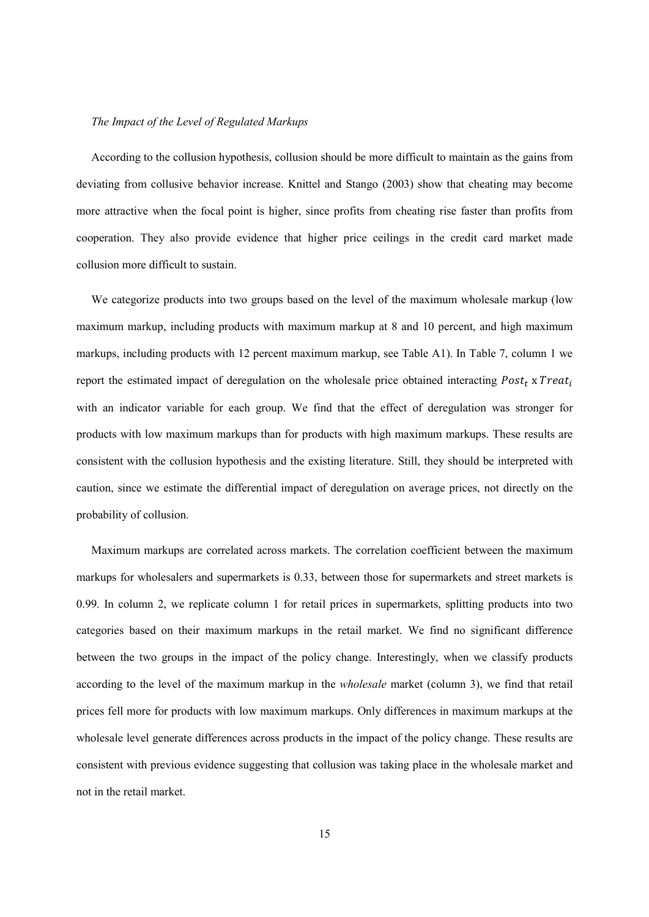*The Impact of the Level of Regulated Markups*

According to the collusion hypothesis, collusion should be more difficult to maintain as the gains from deviating from collusive behavior increase. Knittel and Stango (2003) show that cheating may become more attractive when the focal point is higher, since profits from cheating rise faster than profits from cooperation. They also provide evidence that higher price ceilings in the credit card market made collusion more difficult to sustain.

We categorize products into two groups based on the level of the maximum wholesale markup (low maximum markup, including products with maximum markup at 8 and 10 percent, and high maximum markups, including products with 12 percent maximum markup, see Table A1). In Table 7, column 1 we report the estimated impact of deregulation on the wholesale price obtained interacting $Post_t$ x $Treat_i$ with an indicator variable for each group. We find that the effect of deregulation was stronger for products with low maximum markups than for products with high maximum markups. These results are consistent with the collusion hypothesis and the existing literature. Still, they should be interpreted with caution, since we estimate the differential impact of deregulation on average prices, not directly on the probability of collusion.

Maximum markups are correlated across markets. The correlation coefficient between the maximum markups for wholesalers and supermarkets is 0.33, between those for supermarkets and street markets is 0.99. In column 2, we replicate column 1 for retail prices in supermarkets, splitting products into two categories based on their maximum markups in the retail market. We find no significant difference between the two groups in the impact of the policy change. Interestingly, when we classify products according to the level of the maximum markup in the *wholesale* market (column 3), we find that retail prices fell more for products with low maximum markups. Only differences in maximum markups at the wholesale level generate differences across products in the impact of the policy change. These results are consistent with previous evidence suggesting that collusion was taking place in the wholesale market and not in the retail market.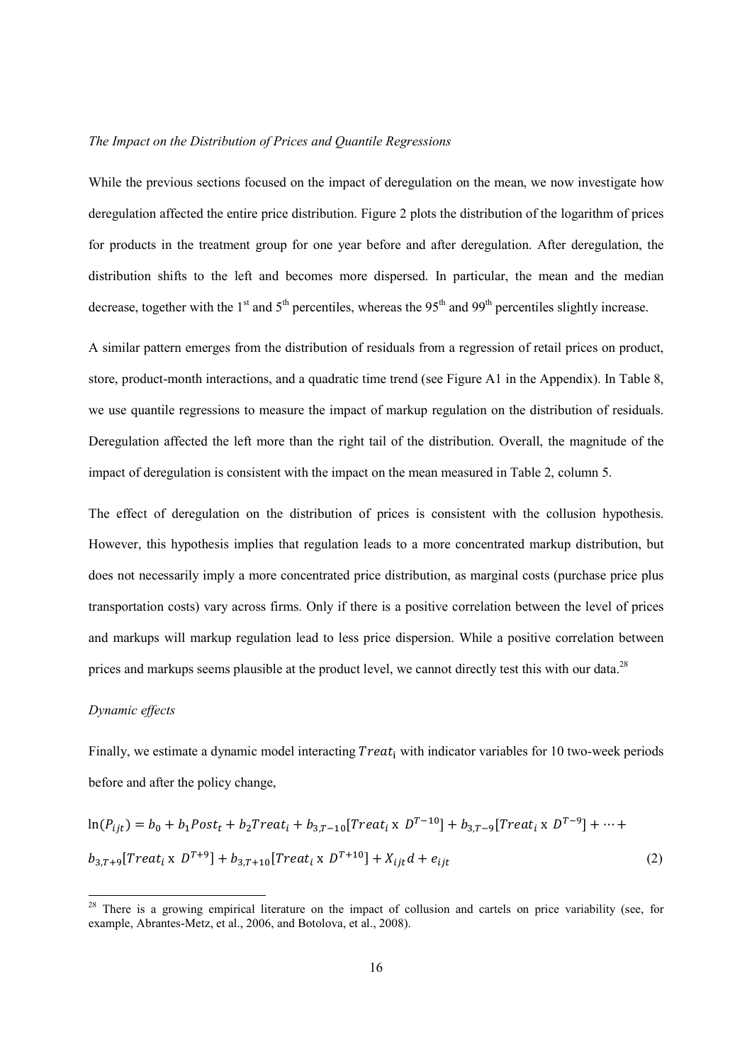*The Impact on the Distribution of Prices and Quantile Regressions*

While the previous sections focused on the impact of deregulation on the mean, we now investigate how deregulation affected the entire price distribution. Figure 2 plots the distribution of the logarithm of prices for products in the treatment group for one year before and after deregulation. After deregulation, the distribution shifts to the left and becomes more dispersed. In particular, the mean and the median decrease, together with the 1st and 5th percentiles, whereas the 95th and 99th percentiles slightly increase.

A similar pattern emerges from the distribution of residuals from a regression of retail prices on product, store, product-month interactions, and a quadratic time trend (see Figure A1 in the Appendix). In Table 8, we use quantile regressions to measure the impact of markup regulation on the distribution of residuals. Deregulation affected the left more than the right tail of the distribution. Overall, the magnitude of the impact of deregulation is consistent with the impact on the mean measured in Table 2, column 5.

The effect of deregulation on the distribution of prices is consistent with the collusion hypothesis. However, this hypothesis implies that regulation leads to a more concentrated markup distribution, but does not necessarily imply a more concentrated price distribution, as marginal costs (purchase price plus transportation costs) vary across firms. Only if there is a positive correlation between the level of prices and markups will markup regulation lead to less price dispersion. While a positive correlation between prices and markups seems plausible at the product level, we cannot directly test this with our data.[28]

*Dynamic effects*

Finally, we estimate a dynamic model interacting $Treat_i$ with indicator variables for 10 two-week periods before and after the policy change,

$$\ln(P_{ijt}) = b_0 + b_1 Post_t + b_2 Treat_i + b_{3,T-10}[Treat_i \text{ x } D^{T-10}] + b_{3,T-9}[Treat_i \text{ x } D^{T-9}] + \cdots +$$
$$b_{3,T+9}[Treat_i \text{ x } D^{T+9}] + b_{3,T+10}[Treat_i \text{ x } D^{T+10}] + X_{ijt}d + e_{ijt} \quad (2)$$

[28] There is a growing empirical literature on the impact of collusion and cartels on price variability (see, for example, Abrantes-Metz, et al., 2006, and Botolova, et al., 2008).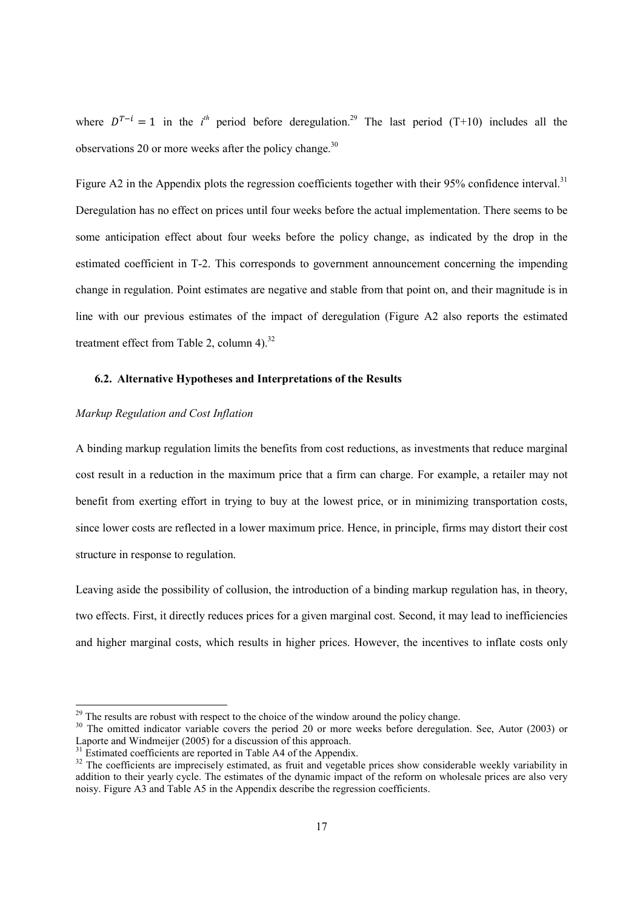where $D^{T-i} = 1$ in the $i^{th}$ period before deregulation.[29] The last period (T+10) includes all the observations 20 or more weeks after the policy change.[30]

Figure A2 in the Appendix plots the regression coefficients together with their 95% confidence interval.[31] Deregulation has no effect on prices until four weeks before the actual implementation. There seems to be some anticipation effect about four weeks before the policy change, as indicated by the drop in the estimated coefficient in T-2. This corresponds to government announcement concerning the impending change in regulation. Point estimates are negative and stable from that point on, and their magnitude is in line with our previous estimates of the impact of deregulation (Figure A2 also reports the estimated treatment effect from Table 2, column 4).[32]

### 6.2. Alternative Hypotheses and Interpretations of the Results

*Markup Regulation and Cost Inflation*

A binding markup regulation limits the benefits from cost reductions, as investments that reduce marginal cost result in a reduction in the maximum price that a firm can charge. For example, a retailer may not benefit from exerting effort in trying to buy at the lowest price, or in minimizing transportation costs, since lower costs are reflected in a lower maximum price. Hence, in principle, firms may distort their cost structure in response to regulation.

Leaving aside the possibility of collusion, the introduction of a binding markup regulation has, in theory, two effects. First, it directly reduces prices for a given marginal cost. Second, it may lead to inefficiencies and higher marginal costs, which results in higher prices. However, the incentives to inflate costs only

---

[29] The results are robust with respect to the choice of the window around the policy change.

[30] The omitted indicator variable covers the period 20 or more weeks before deregulation. See, Autor (2003) or Laporte and Windmeijer (2005) for a discussion of this approach.

[31] Estimated coefficients are reported in Table A4 of the Appendix.

[32] The coefficients are imprecisely estimated, as fruit and vegetable prices show considerable weekly variability in addition to their yearly cycle. The estimates of the dynamic impact of the reform on wholesale prices are also very noisy. Figure A3 and Table A5 in the Appendix describe the regression coefficients.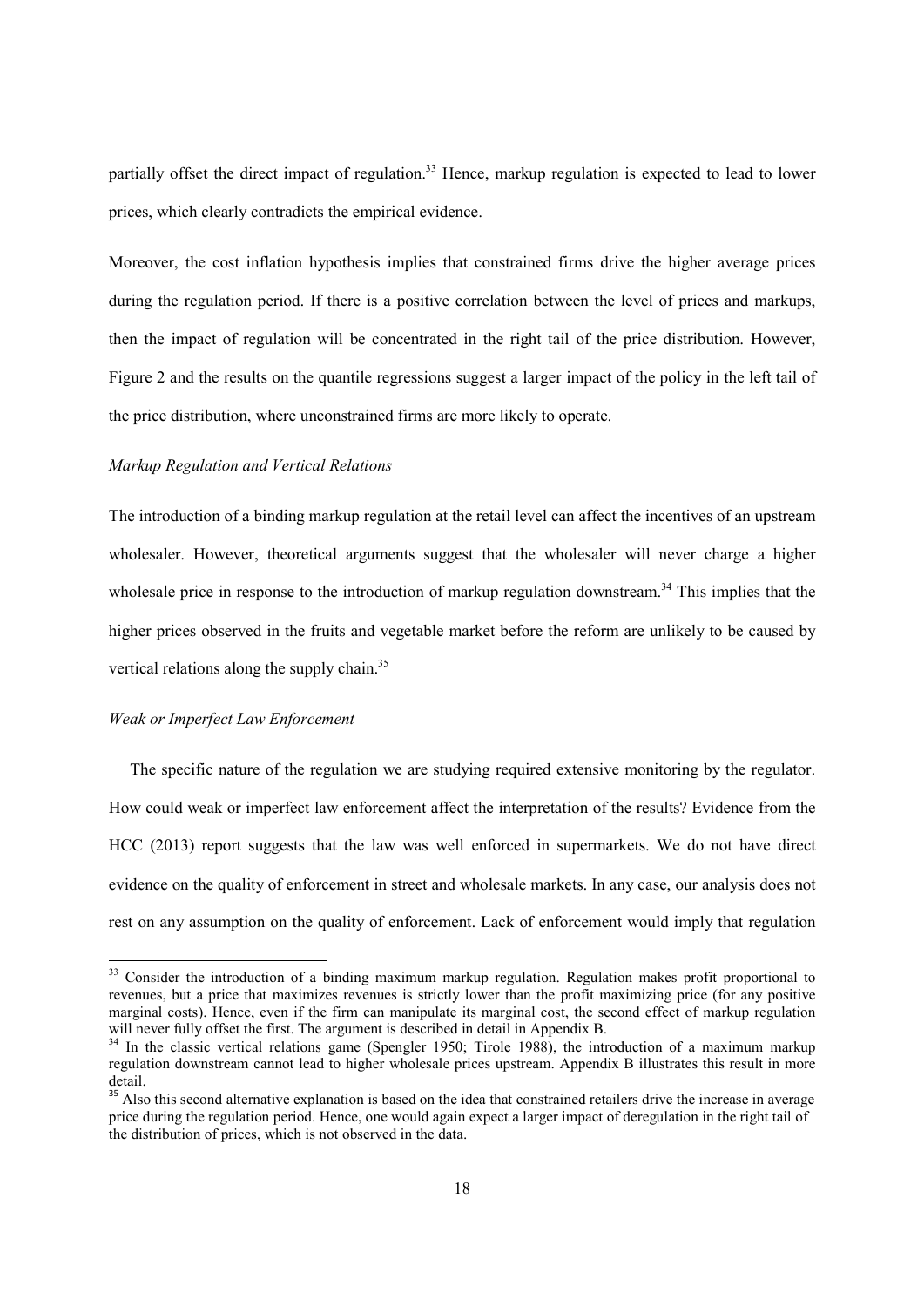partially offset the direct impact of regulation.[33] Hence, markup regulation is expected to lead to lower prices, which clearly contradicts the empirical evidence.

Moreover, the cost inflation hypothesis implies that constrained firms drive the higher average prices during the regulation period. If there is a positive correlation between the level of prices and markups, then the impact of regulation will be concentrated in the right tail of the price distribution. However, Figure 2 and the results on the quantile regressions suggest a larger impact of the policy in the left tail of the price distribution, where unconstrained firms are more likely to operate.

*Markup Regulation and Vertical Relations*

The introduction of a binding markup regulation at the retail level can affect the incentives of an upstream wholesaler. However, theoretical arguments suggest that the wholesaler will never charge a higher wholesale price in response to the introduction of markup regulation downstream.[34] This implies that the higher prices observed in the fruits and vegetable market before the reform are unlikely to be caused by vertical relations along the supply chain.[35]

*Weak or Imperfect Law Enforcement*

The specific nature of the regulation we are studying required extensive monitoring by the regulator. How could weak or imperfect law enforcement affect the interpretation of the results? Evidence from the HCC (2013) report suggests that the law was well enforced in supermarkets. We do not have direct evidence on the quality of enforcement in street and wholesale markets. In any case, our analysis does not rest on any assumption on the quality of enforcement. Lack of enforcement would imply that regulation

---

[33] Consider the introduction of a binding maximum markup regulation. Regulation makes profit proportional to revenues, but a price that maximizes revenues is strictly lower than the profit maximizing price (for any positive marginal costs). Hence, even if the firm can manipulate its marginal cost, the second effect of markup regulation will never fully offset the first. The argument is described in detail in Appendix B.

[34] In the classic vertical relations game (Spengler 1950; Tirole 1988), the introduction of a maximum markup regulation downstream cannot lead to higher wholesale prices upstream. Appendix B illustrates this result in more detail.

[35] Also this second alternative explanation is based on the idea that constrained retailers drive the increase in average price during the regulation period. Hence, one would again expect a larger impact of deregulation in the right tail of the distribution of prices, which is not observed in the data.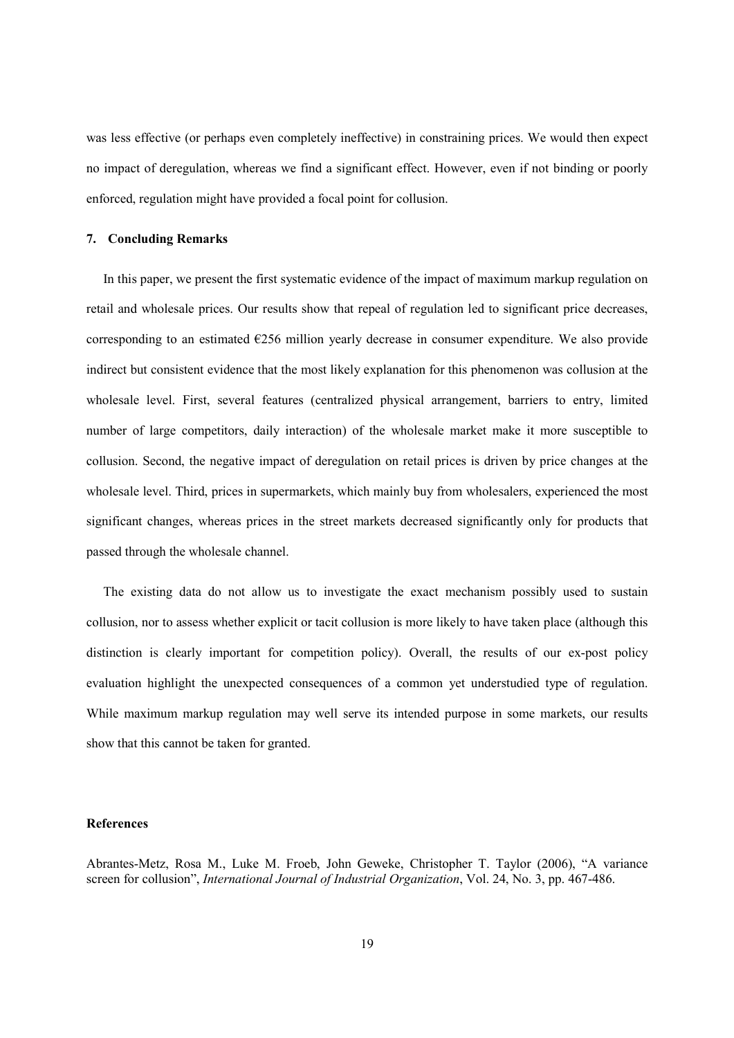was less effective (or perhaps even completely ineffective) in constraining prices. We would then expect no impact of deregulation, whereas we find a significant effect. However, even if not binding or poorly enforced, regulation might have provided a focal point for collusion.

## 7. Concluding Remarks

In this paper, we present the first systematic evidence of the impact of maximum markup regulation on retail and wholesale prices. Our results show that repeal of regulation led to significant price decreases, corresponding to an estimated €256 million yearly decrease in consumer expenditure. We also provide indirect but consistent evidence that the most likely explanation for this phenomenon was collusion at the wholesale level. First, several features (centralized physical arrangement, barriers to entry, limited number of large competitors, daily interaction) of the wholesale market make it more susceptible to collusion. Second, the negative impact of deregulation on retail prices is driven by price changes at the wholesale level. Third, prices in supermarkets, which mainly buy from wholesalers, experienced the most significant changes, whereas prices in the street markets decreased significantly only for products that passed through the wholesale channel.

The existing data do not allow us to investigate the exact mechanism possibly used to sustain collusion, nor to assess whether explicit or tacit collusion is more likely to have taken place (although this distinction is clearly important for competition policy). Overall, the results of our ex-post policy evaluation highlight the unexpected consequences of a common yet understudied type of regulation. While maximum markup regulation may well serve its intended purpose in some markets, our results show that this cannot be taken for granted.

## References

Abrantes-Metz, Rosa M., Luke M. Froeb, John Geweke, Christopher T. Taylor (2006), "A variance screen for collusion", *International Journal of Industrial Organization*, Vol. 24, No. 3, pp. 467-486.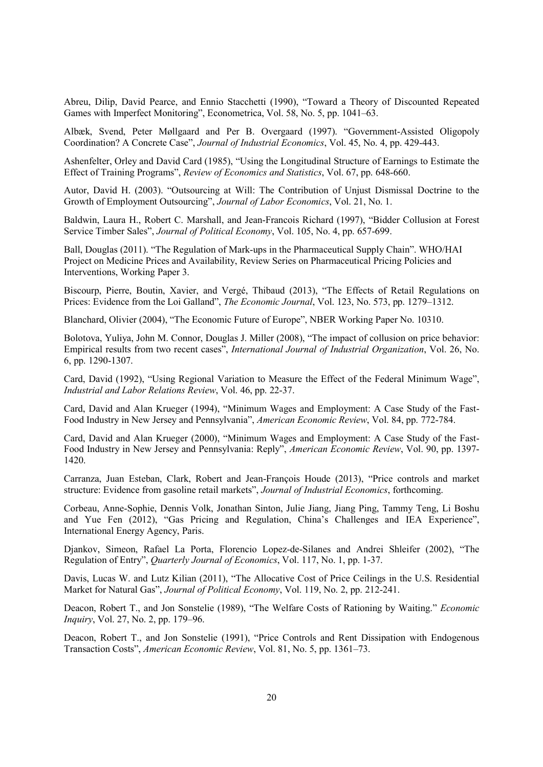Abreu, Dilip, David Pearce, and Ennio Stacchetti (1990), "Toward a Theory of Discounted Repeated Games with Imperfect Monitoring", Econometrica, Vol. 58, No. 5, pp. 1041–63.

Albæk, Svend, Peter Møllgaard and Per B. Overgaard (1997). "Government-Assisted Oligopoly Coordination? A Concrete Case", *Journal of Industrial Economics*, Vol. 45, No. 4, pp. 429-443.

Ashenfelter, Orley and David Card (1985), "Using the Longitudinal Structure of Earnings to Estimate the Effect of Training Programs", *Review of Economics and Statistics*, Vol. 67, pp. 648-660.

Autor, David H. (2003). "Outsourcing at Will: The Contribution of Unjust Dismissal Doctrine to the Growth of Employment Outsourcing", *Journal of Labor Economics*, Vol. 21, No. 1.

Baldwin, Laura H., Robert C. Marshall, and Jean-Francois Richard (1997), "Bidder Collusion at Forest Service Timber Sales", *Journal of Political Economy*, Vol. 105, No. 4, pp. 657-699.

Ball, Douglas (2011). "The Regulation of Mark-ups in the Pharmaceutical Supply Chain". WHO/HAI Project on Medicine Prices and Availability, Review Series on Pharmaceutical Pricing Policies and Interventions, Working Paper 3.

Biscourp, Pierre, Boutin, Xavier, and Vergé, Thibaud (2013), "The Effects of Retail Regulations on Prices: Evidence from the Loi Galland", *The Economic Journal*, Vol. 123, No. 573, pp. 1279–1312.

Blanchard, Olivier (2004), "The Economic Future of Europe", NBER Working Paper No. 10310.

Bolotova, Yuliya, John M. Connor, Douglas J. Miller (2008), "The impact of collusion on price behavior: Empirical results from two recent cases", *International Journal of Industrial Organization*, Vol. 26, No. 6, pp. 1290-1307.

Card, David (1992), "Using Regional Variation to Measure the Effect of the Federal Minimum Wage", *Industrial and Labor Relations Review*, Vol. 46, pp. 22-37.

Card, David and Alan Krueger (1994), "Minimum Wages and Employment: A Case Study of the Fast-Food Industry in New Jersey and Pennsylvania", *American Economic Review*, Vol. 84, pp. 772-784.

Card, David and Alan Krueger (2000), "Minimum Wages and Employment: A Case Study of the Fast-Food Industry in New Jersey and Pennsylvania: Reply", *American Economic Review*, Vol. 90, pp. 1397-1420.

Carranza, Juan Esteban, Clark, Robert and Jean-François Houde (2013), "Price controls and market structure: Evidence from gasoline retail markets", *Journal of Industrial Economics*, forthcoming.

Corbeau, Anne-Sophie, Dennis Volk, Jonathan Sinton, Julie Jiang, Jiang Ping, Tammy Teng, Li Boshu and Yue Fen (2012), "Gas Pricing and Regulation, China's Challenges and IEA Experience", International Energy Agency, Paris.

Djankov, Simeon, Rafael La Porta, Florencio Lopez-de-Silanes and Andrei Shleifer (2002), "The Regulation of Entry", *Quarterly Journal of Economics*, Vol. 117, No. 1, pp. 1-37.

Davis, Lucas W. and Lutz Kilian (2011), "The Allocative Cost of Price Ceilings in the U.S. Residential Market for Natural Gas", *Journal of Political Economy*, Vol. 119, No. 2, pp. 212-241.

Deacon, Robert T., and Jon Sonstelie (1989), "The Welfare Costs of Rationing by Waiting." *Economic Inquiry*, Vol. 27, No. 2, pp. 179–96.

Deacon, Robert T., and Jon Sonstelie (1991), "Price Controls and Rent Dissipation with Endogenous Transaction Costs", *American Economic Review*, Vol. 81, No. 5, pp. 1361–73.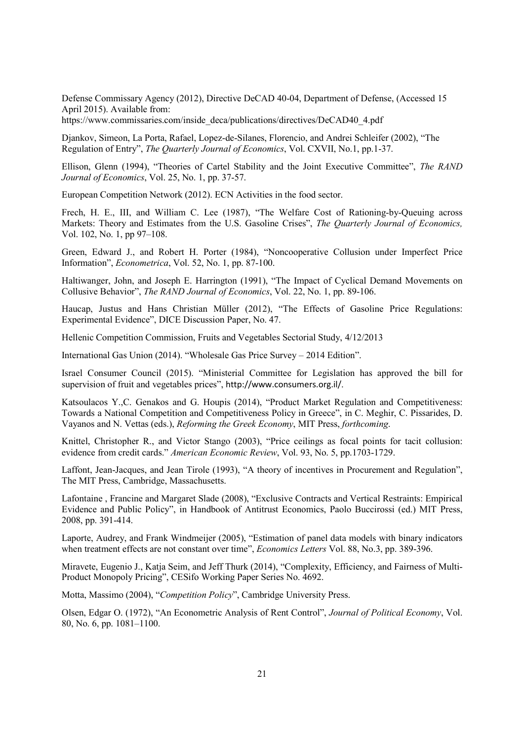Defense Commissary Agency (2012), Directive DeCAD 40-04, Department of Defense, (Accessed 15 April 2015). Available from: https://www.commissaries.com/inside_deca/publications/directives/DeCAD40_4.pdf

Djankov, Simeon, La Porta, Rafael, Lopez-de-Silanes, Florencio, and Andrei Schleifer (2002), "The Regulation of Entry", *The Quarterly Journal of Economics*, Vol. CXVII, No.1, pp.1-37.

Ellison, Glenn (1994), "Theories of Cartel Stability and the Joint Executive Committee", *The RAND Journal of Economics*, Vol. 25, No. 1, pp. 37-57.

European Competition Network (2012). ECN Activities in the food sector.

Frech, H. E., III, and William C. Lee (1987), "The Welfare Cost of Rationing-by-Queuing across Markets: Theory and Estimates from the U.S. Gasoline Crises", *The Quarterly Journal of Economics,* Vol. 102, No. 1, pp 97–108.

Green, Edward J., and Robert H. Porter (1984), "Noncooperative Collusion under Imperfect Price Information", *Econometrica*, Vol. 52, No. 1, pp. 87-100.

Haltiwanger, John, and Joseph E. Harrington (1991), "The Impact of Cyclical Demand Movements on Collusive Behavior", *The RAND Journal of Economics*, Vol. 22, No. 1, pp. 89-106.

Haucap, Justus and Hans Christian Müller (2012), "The Effects of Gasoline Price Regulations: Experimental Evidence", DICE Discussion Paper, No. 47.

Hellenic Competition Commission, Fruits and Vegetables Sectorial Study, 4/12/2013

International Gas Union (2014). "Wholesale Gas Price Survey – 2014 Edition".

Israel Consumer Council (2015). "Ministerial Committee for Legislation has approved the bill for supervision of fruit and vegetables prices", http://www.consumers.org.il/.

Katsoulacos Y.,C. Genakos and G. Houpis (2014), "Product Market Regulation and Competitiveness: Towards a National Competition and Competitiveness Policy in Greece", in C. Meghir, C. Pissarides, D. Vayanos and N. Vettas (eds.), *Reforming the Greek Economy*, MIT Press, *forthcoming*.

Knittel, Christopher R., and Victor Stango (2003), "Price ceilings as focal points for tacit collusion: evidence from credit cards." *American Economic Review*, Vol. 93, No. 5, pp.1703-1729.

Laffont, Jean-Jacques, and Jean Tirole (1993), "A theory of incentives in Procurement and Regulation", The MIT Press, Cambridge, Massachusetts.

Lafontaine , Francine and Margaret Slade (2008), "Exclusive Contracts and Vertical Restraints: Empirical Evidence and Public Policy", in Handbook of Antitrust Economics, Paolo Buccirossi (ed.) MIT Press, 2008, pp. 391-414.

Laporte, Audrey, and Frank Windmeijer (2005), "Estimation of panel data models with binary indicators when treatment effects are not constant over time", *Economics Letters* Vol. 88, No.3, pp. 389-396.

Miravete, Eugenio J., Katja Seim, and Jeff Thurk (2014), "Complexity, Efficiency, and Fairness of Multi-Product Monopoly Pricing", CESifo Working Paper Series No. 4692.

Motta, Massimo (2004), "*Competition Policy*", Cambridge University Press.

Olsen, Edgar O. (1972), "An Econometric Analysis of Rent Control", *Journal of Political Economy*, Vol. 80, No. 6, pp. 1081–1100.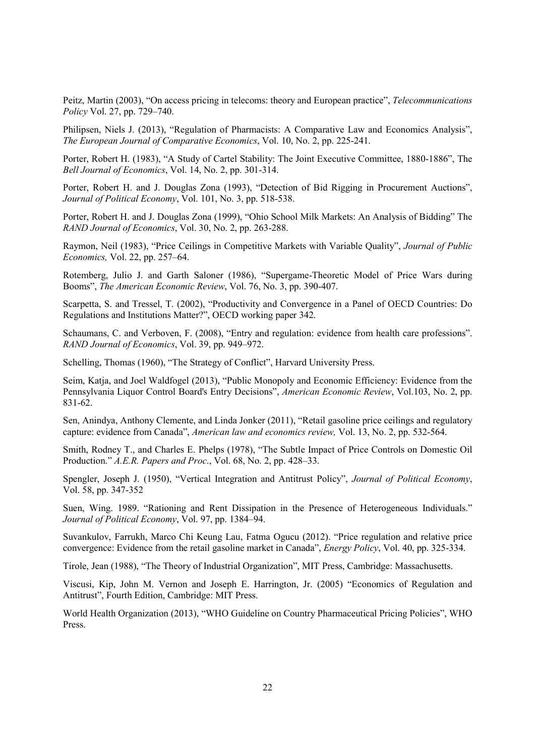Peitz, Martin (2003), "On access pricing in telecoms: theory and European practice", *Telecommunications Policy* Vol. 27, pp. 729–740.

Philipsen, Niels J. (2013), "Regulation of Pharmacists: A Comparative Law and Economics Analysis", *The European Journal of Comparative Economics*, Vol. 10, No. 2, pp. 225-241.

Porter, Robert H. (1983), "A Study of Cartel Stability: The Joint Executive Committee, 1880-1886", The *Bell Journal of Economics*, Vol. 14, No. 2, pp. 301-314.

Porter, Robert H. and J. Douglas Zona (1993), "Detection of Bid Rigging in Procurement Auctions", *Journal of Political Economy*, Vol. 101, No. 3, pp. 518-538.

Porter, Robert H. and J. Douglas Zona (1999), "Ohio School Milk Markets: An Analysis of Bidding" The *RAND Journal of Economics*, Vol. 30, No. 2, pp. 263-288.

Raymon, Neil (1983), "Price Ceilings in Competitive Markets with Variable Quality", *Journal of Public Economics,* Vol. 22, pp. 257–64.

Rotemberg, Julio J. and Garth Saloner (1986), "Supergame-Theoretic Model of Price Wars during Booms", *The American Economic Review*, Vol. 76, No. 3, pp. 390-407.

Scarpetta, S. and Tressel, T. (2002), "Productivity and Convergence in a Panel of OECD Countries: Do Regulations and Institutions Matter?", OECD working paper 342.

Schaumans, C. and Verboven, F. (2008), "Entry and regulation: evidence from health care professions". *RAND Journal of Economics*, Vol. 39, pp. 949–972.

Schelling, Thomas (1960), "The Strategy of Conflict", Harvard University Press.

Seim, Katja, and Joel Waldfogel (2013), "Public Monopoly and Economic Efficiency: Evidence from the Pennsylvania Liquor Control Board's Entry Decisions", *American Economic Review*, Vol.103, No. 2, pp. 831-62.

Sen, Anindya, Anthony Clemente, and Linda Jonker (2011), "Retail gasoline price ceilings and regulatory capture: evidence from Canada", *American law and economics review,* Vol. 13, No. 2, pp. 532-564.

Smith, Rodney T., and Charles E. Phelps (1978), "The Subtle Impact of Price Controls on Domestic Oil Production." *A.E.R. Papers and Proc*., Vol. 68, No. 2, pp. 428–33.

Spengler, Joseph J. (1950), "Vertical Integration and Antitrust Policy", *Journal of Political Economy*, Vol. 58, pp. 347-352

Suen, Wing. 1989. "Rationing and Rent Dissipation in the Presence of Heterogeneous Individuals." *Journal of Political Economy*, Vol. 97, pp. 1384–94.

Suvankulov, Farrukh, Marco Chi Keung Lau, Fatma Ogucu (2012). "Price regulation and relative price convergence: Evidence from the retail gasoline market in Canada", *Energy Policy*, Vol. 40, pp. 325-334.

Tirole, Jean (1988), "The Theory of Industrial Organization", MIT Press, Cambridge: Massachusetts.

Viscusi, Kip, John M. Vernon and Joseph E. Harrington, Jr. (2005) "Economics of Regulation and Antitrust", Fourth Edition, Cambridge: MIT Press.

World Health Organization (2013), "WHO Guideline on Country Pharmaceutical Pricing Policies", WHO Press.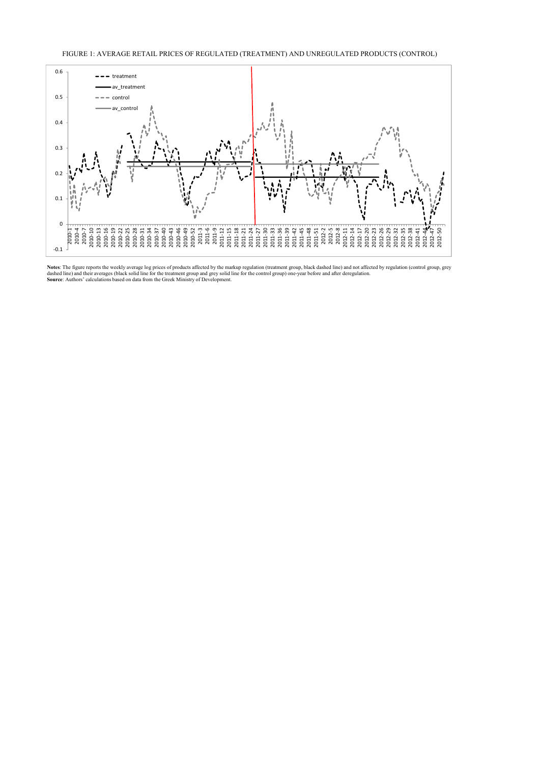FIGURE 1: AVERAGE RETAIL PRICES OF REGULATED (TREATMENT) AND UNREGULATED PRODUCTS (CONTROL)

**Notes**: The figure reports the weekly average log prices of products affected by the markup regulation (treatment group, black dashed line) and not affected by regulation (control group, grey dashed line) and their averages (black solid line for the treatment group and grey solid line for the control group) one-year before and after deregulation.
**Source**: Authors' calculations based on data from the Greek Ministry of Development.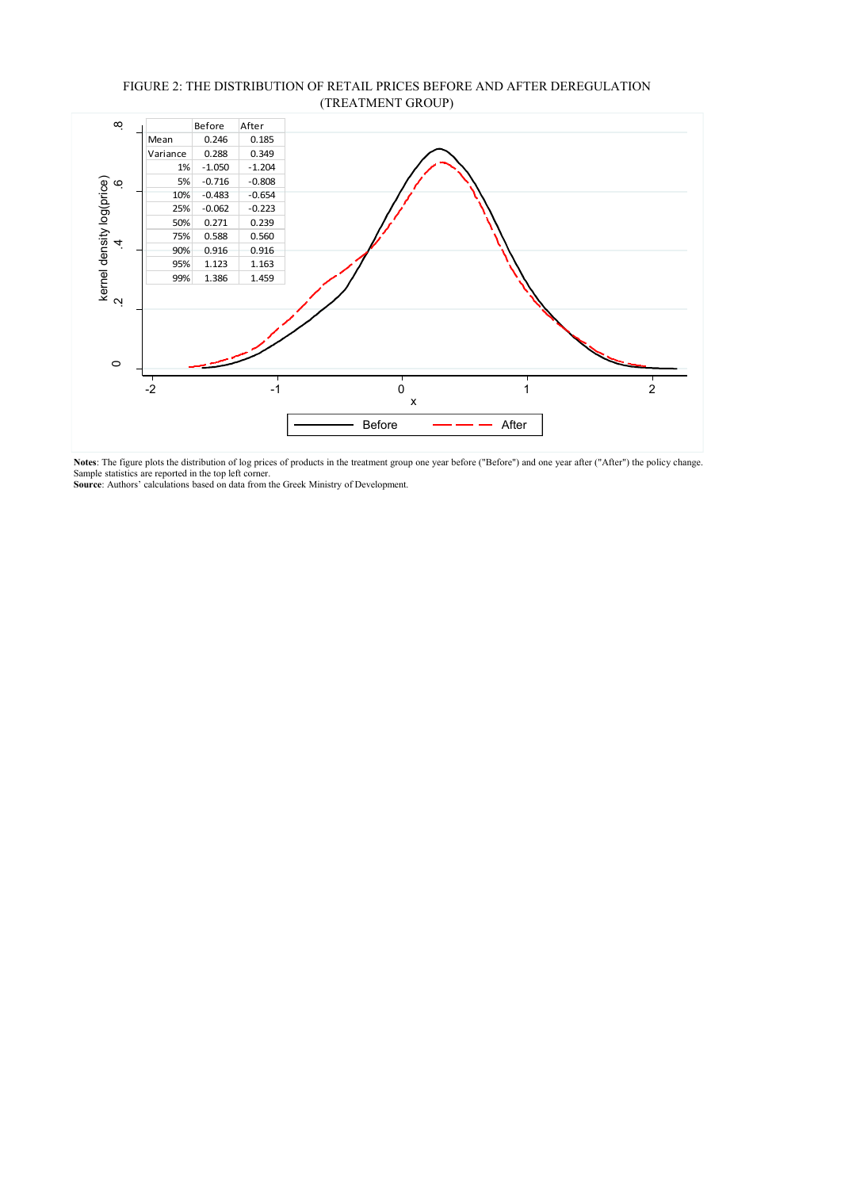FIGURE 2: THE DISTRIBUTION OF RETAIL PRICES BEFORE AND AFTER DEREGULATION (TREATMENT GROUP)

| | Before | After |
|---|---|---|
| Mean | 0.246 | 0.185 |
| Variance | 0.288 | 0.349 |
| 1% | -1.050 | -1.204 |
| 5% | -0.716 | -0.808 |
| 10% | -0.483 | -0.654 |
| 25% | -0.062 | -0.223 |
| 50% | 0.271 | 0.239 |
| 75% | 0.588 | 0.560 |
| 90% | 0.916 | 0.916 |
| 95% | 1.123 | 1.163 |
| 99% | 1.386 | 1.459 |

**Notes**: The figure plots the distribution of log prices of products in the treatment group one year before ("Before") and one year after ("After") the policy change. Sample statistics are reported in the top left corner.
**Source**: Authors' calculations based on data from the Greek Ministry of Development.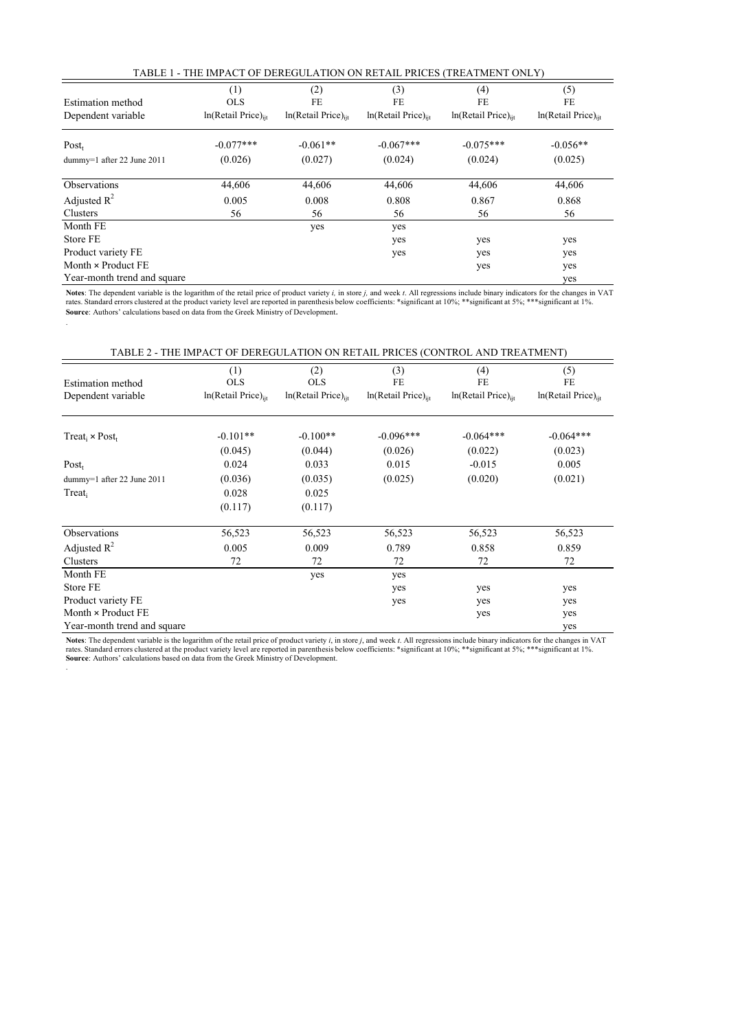TABLE 1 - THE IMPACT OF DEREGULATION ON RETAIL PRICES (TREATMENT ONLY)

| | (1) | (2) | (3) | (4) | (5) |
|---|---|---|---|---|---|
| Estimation method | OLS | FE | FE | FE | FE |
| Dependent variable | ln(Retail Price)$_{ijt}$ | ln(Retail Price)$_{ijt}$ | ln(Retail Price)$_{ijt}$ | ln(Retail Price)$_{ijt}$ | ln(Retail Price)$_{ijt}$ |
| Post$_t$ | -0.077*** | -0.061** | -0.067*** | -0.075*** | -0.056** |
| dummy=1 after 22 June 2011 | (0.026) | (0.027) | (0.024) | (0.024) | (0.025) |
| Observations | 44,606 | 44,606 | 44,606 | 44,606 | 44,606 |
| Adjusted $R^2$ | 0.005 | 0.008 | 0.808 | 0.867 | 0.868 |
| Clusters | 56 | 56 | 56 | 56 | 56 |
| Month FE | | yes | yes | | |
| Store FE | | | yes | yes | yes |
| Product variety FE | | | yes | yes | yes |
| Month × Product FE | | | | yes | yes |
| Year-month trend and square | | | | | yes |

**Notes**: The dependent variable is the logarithm of the retail price of product variety *i,* in store *j,* and week *t*. All regressions include binary indicators for the changes in VAT rates. Standard errors clustered at the product variety level are reported in parenthesis below coefficients: *significant at 10%; **significant at 5%; ***significant at 1%.
**Source**: Authors' calculations based on data from the Greek Ministry of Development.

TABLE 2 - THE IMPACT OF DEREGULATION ON RETAIL PRICES (CONTROL AND TREATMENT)

| | (1) | (2) | (3) | (4) | (5) |
|---|---|---|---|---|---|
| Estimation method | OLS | OLS | FE | FE | FE |
| Dependent variable | ln(Retail Price)$_{ijt}$ | ln(Retail Price)$_{ijt}$ | ln(Retail Price)$_{ijt}$ | ln(Retail Price)$_{ijt}$ | ln(Retail Price)$_{ijt}$ |
| Treat$_i$ × Post$_t$ | -0.101** | -0.100** | -0.096*** | -0.064*** | -0.064*** |
| | (0.045) | (0.044) | (0.026) | (0.022) | (0.023) |
| Post$_t$ | 0.024 | 0.033 | 0.015 | -0.015 | 0.005 |
| dummy=1 after 22 June 2011 | (0.036) | (0.035) | (0.025) | (0.020) | (0.021) |
| Treat$_i$ | 0.028 | 0.025 | | | |
| | (0.117) | (0.117) | | | |
| Observations | 56,523 | 56,523 | 56,523 | 56,523 | 56,523 |
| Adjusted $R^2$ | 0.005 | 0.009 | 0.789 | 0.858 | 0.859 |
| Clusters | 72 | 72 | 72 | 72 | 72 |
| Month FE | | yes | yes | | |
| Store FE | | | yes | yes | yes |
| Product variety FE | | | yes | yes | yes |
| Month × Product FE | | | | yes | yes |
| Year-month trend and square | | | | | yes |

**Notes**: The dependent variable is the logarithm of the retail price of product variety *i*, in store *j*, and week *t*. All regressions include binary indicators for the changes in VAT rates. Standard errors clustered at the product variety level are reported in parenthesis below coefficients: *significant at 10%; **significant at 5%; ***significant at 1%.
**Source**: Authors' calculations based on data from the Greek Ministry of Development.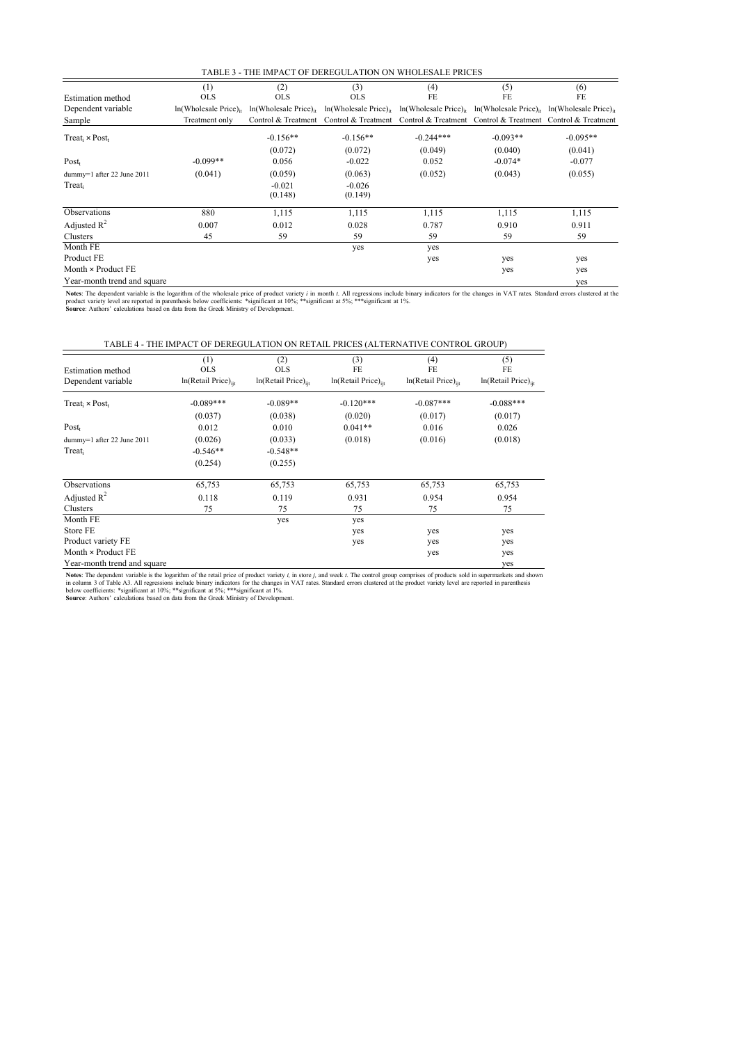TABLE 3 - THE IMPACT OF DEREGULATION ON WHOLESALE PRICES

| | (1) | (2) | (3) | (4) | (5) | (6) |
|---|---|---|---|---|---|---|
| Estimation method | OLS | OLS | OLS | FE | FE | FE |
| Dependent variable | $\ln(\text{Wholesale Price})_{it}$ | $\ln(\text{Wholesale Price})_{it}$ | $\ln(\text{Wholesale Price})_{it}$ | $\ln(\text{Wholesale Price})_{it}$ | $\ln(\text{Wholesale Price})_{it}$ | $\ln(\text{Wholesale Price})_{it}$ |
| Sample | Treatment only | Control & Treatment | Control & Treatment | Control & Treatment | Control & Treatment | Control & Treatment |
| $\text{Treat}_i \times \text{Post}_t$ | | -0.156** | -0.156** | -0.244*** | -0.093** | -0.095** |
| | | (0.072) | (0.072) | (0.049) | (0.040) | (0.041) |
| $\text{Post}_t$ | -0.099** | 0.056 | -0.022 | 0.052 | -0.074* | -0.077 |
| dummy=1 after 22 June 2011 | (0.041) | (0.059) | (0.063) | (0.052) | (0.043) | (0.055) |
| $\text{Treat}_i$ | | -0.021 | -0.026 | | | |
| | | (0.148) | (0.149) | | | |
| Observations | 880 | 1,115 | 1,115 | 1,115 | 1,115 | 1,115 |
| Adjusted $R^2$ | 0.007 | 0.012 | 0.028 | 0.787 | 0.910 | 0.911 |
| Clusters | 45 | 59 | 59 | 59 | 59 | 59 |
| Month FE | | | yes | yes | | |
| Product FE | | | | yes | yes | yes |
| Month × Product FE | | | | | yes | yes |
| Year-month trend and square | | | | | | yes |

**Notes**: The dependent variable is the logarithm of the wholesale price of product variety $i$ in month $t$. All regressions include binary indicators for the changes in VAT rates. Standard errors clustered at the product variety level are reported in parenthesis below coefficients: *significant at 10%; **significant at 5%; ***significant at 1%.
**Source**: Authors' calculations based on data from the Greek Ministry of Development.

TABLE 4 - THE IMPACT OF DEREGULATION ON RETAIL PRICES (ALTERNATIVE CONTROL GROUP)

| | (1) | (2) | (3) | (4) | (5) |
|---|---|---|---|---|---|
| Estimation method | OLS | OLS | FE | FE | FE |
| Dependent variable | $\ln(\text{Retail Price})_{ijt}$ | $\ln(\text{Retail Price})_{ijt}$ | $\ln(\text{Retail Price})_{ijt}$ | $\ln(\text{Retail Price})_{ijt}$ | $\ln(\text{Retail Price})_{ijt}$ |
| $\text{Treat}_i \times \text{Post}_t$ | -0.089*** | -0.089** | -0.120*** | -0.087*** | -0.088*** |
| | (0.037) | (0.038) | (0.020) | (0.017) | (0.017) |
| $\text{Post}_t$ | 0.012 | 0.010 | 0.041** | 0.016 | 0.026 |
| dummy=1 after 22 June 2011 | (0.026) | (0.033) | (0.018) | (0.016) | (0.018) |
| $\text{Treat}_i$ | -0.546** | -0.548** | | | |
| | (0.254) | (0.255) | | | |
| Observations | 65,753 | 65,753 | 65,753 | 65,753 | 65,753 |
| Adjusted $R^2$ | 0.118 | 0.119 | 0.931 | 0.954 | 0.954 |
| Clusters | 75 | 75 | 75 | 75 | 75 |
| Month FE | | yes | yes | | |
| Store FE | | | yes | yes | yes |
| Product variety FE | | | yes | yes | yes |
| Month × Product FE | | | | yes | yes |
| Year-month trend and square | | | | | yes |

**Notes**: The dependent variable is the logarithm of the retail price of product variety $i$, in store $j$, and week $t$. The control group comprises of products sold in supermarkets and shown in column 3 of Table A3. All regressions include binary indicators for the changes in VAT rates. Standard errors clustered at the product variety level are reported in parenthesis below coefficients: *significant at 10%; **significant at 5%; ***significant at 1%.
**Source**: Authors' calculations based on data from the Greek Ministry of Development.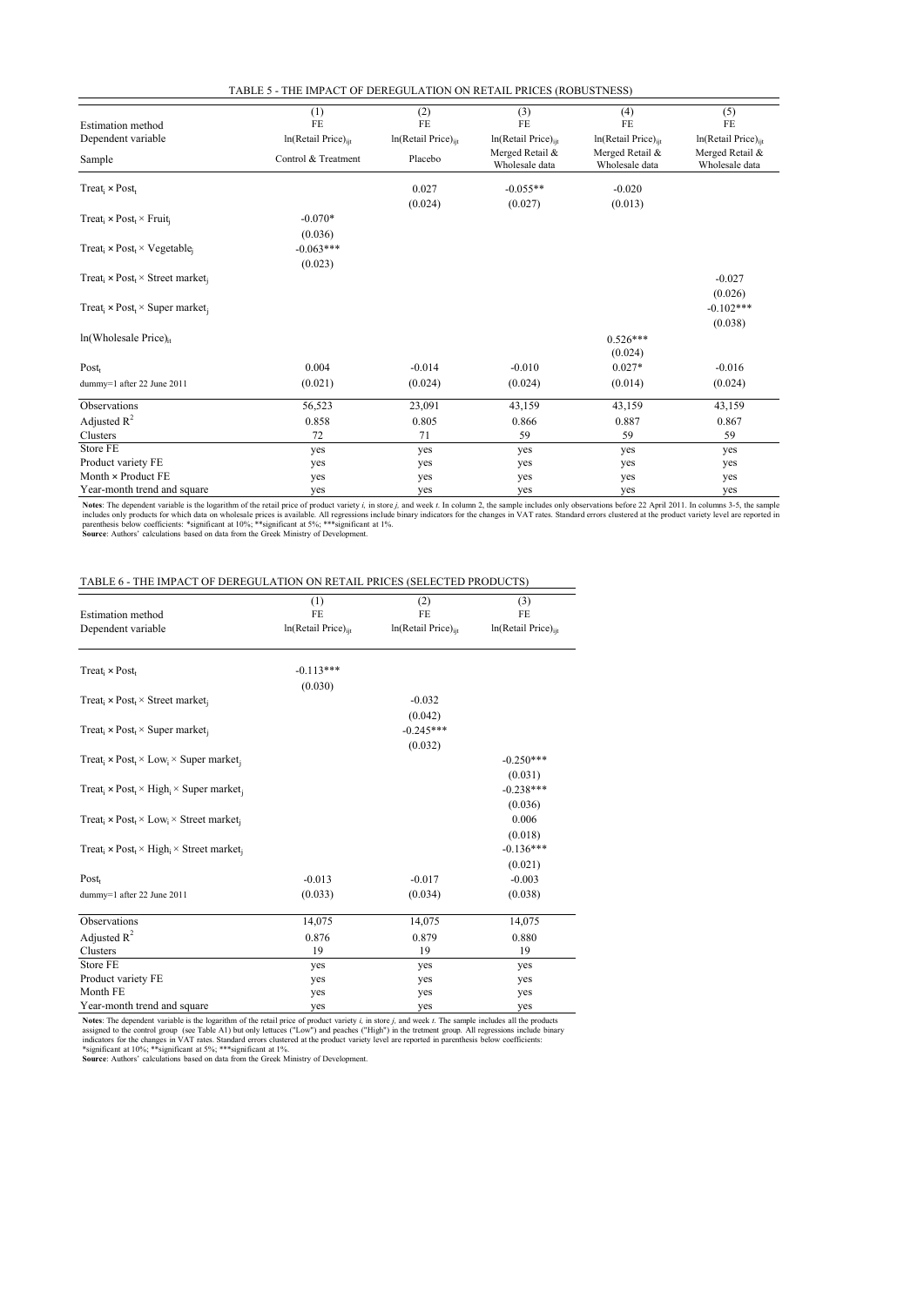TABLE 5 - THE IMPACT OF DEREGULATION ON RETAIL PRICES (ROBUSTNESS)

| | (1) | (2) | (3) | (4) | (5) |
|---|---|---|---|---|---|
| Estimation method | FE | FE | FE | FE | FE |
| Dependent variable | ln(Retail Price)$_{ijt}$ | ln(Retail Price)$_{ijt}$ | ln(Retail Price)$_{ijt}$ | ln(Retail Price)$_{ijt}$ | ln(Retail Price)$_{ijt}$ |
| Sample | Control & Treatment | Placebo | Merged Retail & Wholesale data | Merged Retail & Wholesale data | Merged Retail & Wholesale data |
| Treat$_i$ × Post$_t$ | | 0.027 | -0.055** | -0.020 | |
| | | (0.024) | (0.027) | (0.013) | |
| Treat$_i$ × Post$_t$ × Fruit$_j$ | -0.070* | | | | |
| | (0.036) | | | | |
| Treat$_i$ × Post$_t$ × Vegetable$_j$ | -0.063*** | | | | |
| | (0.023) | | | | |
| Treat$_i$ × Post$_t$ × Street market$_j$ | | | | | -0.027 |
| | | | | | (0.026) |
| Treat$_i$ × Post$_t$ × Super market$_j$ | | | | | -0.102*** |
| | | | | | (0.038) |
| ln(Wholesale Price)$_{it}$ | | | | 0.526*** | |
| | | | | (0.024) | |
| Post$_t$ | 0.004 | -0.014 | -0.010 | 0.027* | -0.016 |
| dummy=1 after 22 June 2011 | (0.021) | (0.024) | (0.024) | (0.014) | (0.024) |
| Observations | 56,523 | 23,091 | 43,159 | 43,159 | 43,159 |
| Adjusted $R^2$ | 0.858 | 0.805 | 0.866 | 0.887 | 0.867 |
| Clusters | 72 | 71 | 59 | 59 | 59 |
| Store FE | yes | yes | yes | yes | yes |
| Product variety FE | yes | yes | yes | yes | yes |
| Month × Product FE | yes | yes | yes | yes | yes |
| Year-month trend and square | yes | yes | yes | yes | yes |

**Notes**: The dependent variable is the logarithm of the retail price of product variety *i*, in store *j*, and week *t*. In column 2, the sample includes only observations before 22 April 2011. In columns 3-5, the sample includes only products for which data on wholesale prices is available. All regressions include binary indicators for the changes in VAT rates. Standard errors clustered at the product variety level are reported in parenthesis below coefficients: *significant at 10%; **significant at 5%; ***significant at 1%.
**Source**: Authors' calculations based on data from the Greek Ministry of Development.

TABLE 6 - THE IMPACT OF DEREGULATION ON RETAIL PRICES (SELECTED PRODUCTS)

| | (1) | (2) | (3) |
|---|---|---|---|
| Estimation method | FE | FE | FE |
| Dependent variable | ln(Retail Price)$_{ijt}$ | ln(Retail Price)$_{ijt}$ | ln(Retail Price)$_{ijt}$ |
| Treat$_i$ × Post$_t$ | -0.113*** | | |
| | (0.030) | | |
| Treat$_i$ × Post$_t$ × Street market$_j$ | | -0.032 | |
| | | (0.042) | |
| Treat$_i$ × Post$_t$ × Super market$_j$ | | -0.245*** | |
| | | (0.032) | |
| Treat$_i$ × Post$_t$ × Low$_i$ × Super market$_j$ | | | -0.250*** |
| | | | (0.031) |
| Treat$_i$ × Post$_t$ × High$_i$ × Super market$_j$ | | | -0.238*** |
| | | | (0.036) |
| Treat$_i$ × Post$_t$ × Low$_i$ × Street market$_j$ | | | 0.006 |
| | | | (0.018) |
| Treat$_i$ × Post$_t$ × High$_i$ × Street market$_j$ | | | -0.136*** |
| | | | (0.021) |
| Post$_t$ | -0.013 | -0.017 | -0.003 |
| dummy=1 after 22 June 2011 | (0.033) | (0.034) | (0.038) |
| Observations | 14,075 | 14,075 | 14,075 |
| Adjusted $R^2$ | 0.876 | 0.879 | 0.880 |
| Clusters | 19 | 19 | 19 |
| Store FE | yes | yes | yes |
| Product variety FE | yes | yes | yes |
| Month FE | yes | yes | yes |
| Year-month trend and square | yes | yes | yes |

**Notes**: The dependent variable is the logarithm of the retail price of product variety *i*, in store *j*, and week *t*. The sample includes all the products assigned to the control group (see Table A1) but only lettuces ("Low") and peaches ("High") in the tretment group. All regressions include binary indicators for the changes in VAT rates. Standard errors clustered at the product variety level are reported in parenthesis below coefficients: *significant at 10%; **significant at 5%; ***significant at 1%.
**Source**: Authors' calculations based on data from the Greek Ministry of Development.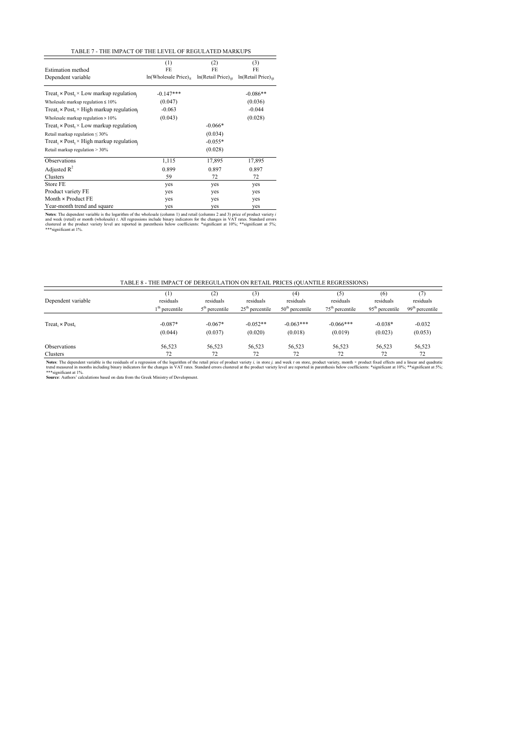TABLE 7 - THE IMPACT OF THE LEVEL OF REGULATED MARKUPS

| | (1) | (2) | (3) |
|---|---|---|---|
| Estimation method | FE | FE | FE |
| Dependent variable | ln(Wholesale Price)$_{it}$ | ln(Retail Price)$_{ijt}$ | ln(Retail Price)$_{ijt}$ |
| Treat$_i$ × Post$_t$ × Low markup regulation$_j$ | -0.147*** | | -0.086** |
| Wholesale markup regulation ≤ 10% | (0.047) | | (0.036) |
| Treat$_i$ × Post$_t$ × High markup regulation$_j$ | -0.063 | | -0.044 |
| Wholesale markup regulation > 10% | (0.043) | | (0.028) |
| Treat$_i$ × Post$_t$ × Low markup regulation$_j$ | | -0.066* | |
| Retail markup regulation ≤ 30% | | (0.034) | |
| Treat$_i$ × Post$_t$ × High markup regulation$_j$ | | -0.055* | |
| Retail markup regulation > 30% | | (0.028) | |
| Observations | 1,115 | 17,895 | 17,895 |
| Adjusted $R^2$ | 0.899 | 0.897 | 0.897 |
| Clusters | 59 | 72 | 72 |
| Store FE | yes | yes | yes |
| Product variety FE | yes | yes | yes |
| Month × Product FE | yes | yes | yes |
| Year-month trend and square | yes | yes | yes |

**Notes**: The dependent variable is the logarithm of the wholesale (column 1) and retail (columns 2 and 3) price of product variety $i$ and week (retail) or month (wholesale) $t$. All regressions include binary indicators for the changes in VAT rates. Standard errors clustered at the product variety level are reported in parenthesis below coefficients: *significant at 10%; **significant at 5%; ***significant at 1%.

TABLE 8 - THE IMPACT OF DEREGULATION ON RETAIL PRICES (QUANTILE REGRESSIONS)

| | (1) | (2) | (3) | (4) | (5) | (6) | (7) |
|---|---|---|---|---|---|---|---|
| Dependent variable | residuals | residuals | residuals | residuals | residuals | residuals | residuals |
| | 1$^{th}$ percentile | 5$^{th}$ percentile | 25$^{th}$ percentile | 50$^{th}$ percentile | 75$^{th}$ percentile | 95$^{th}$ percentile | 99$^{th}$ percentile |
| Treat$_i$ × Post$_t$ | -0.087* | -0.067* | -0.052** | -0.063*** | -0.066*** | -0.038* | -0.032 |
| | (0.044) | (0.037) | (0.020) | (0.018) | (0.019) | (0.023) | (0.053) |
| Observations | 56,523 | 56,523 | 56,523 | 56,523 | 56,523 | 56,523 | 56,523 |
| Clusters | 72 | 72 | 72 | 72 | 72 | 72 | 72 |

**Notes**: The dependent variable is the residuals of a regression of the logarithm of the retail price of product variety $i$, in store $j$, and week $t$ on store, product variety, month × product fixed effects and a linear and quadratic trend measured in months including binary indicators for the changes in VAT rates. Standard errors clustered at the product variety level are reported in parenthesis below coefficients: *significant at 10%; **significant at 5%; ***significant at 1%.

**Source**: Authors' calculations based on data from the Greek Ministry of Development.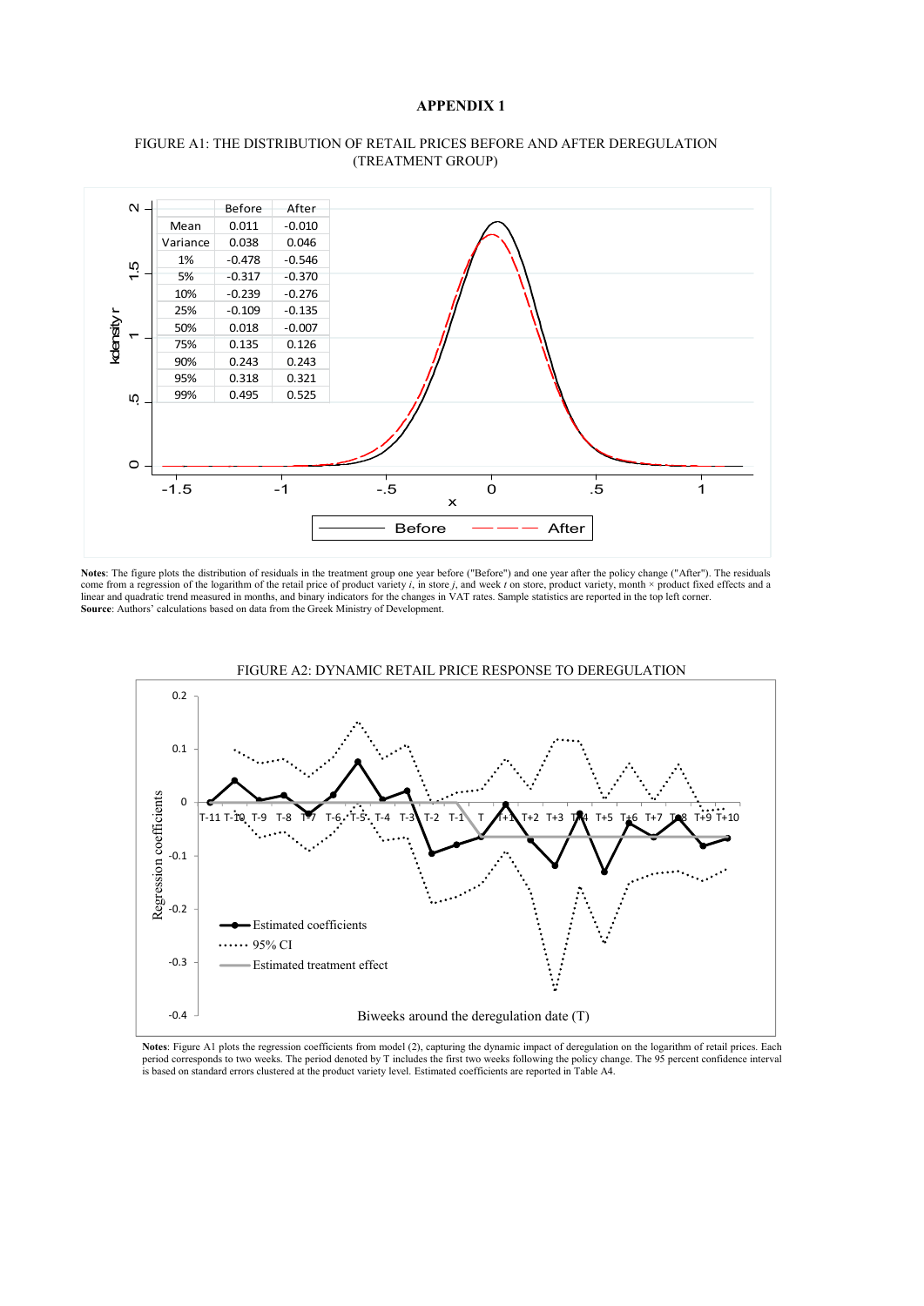## APPENDIX 1

FIGURE A1: THE DISTRIBUTION OF RETAIL PRICES BEFORE AND AFTER DEREGULATION (TREATMENT GROUP)

| | Before | After |
|---|---|---|
| Mean | 0.011 | -0.010 |
| Variance | 0.038 | 0.046 |
| 1% | -0.478 | -0.546 |
| 5% | -0.317 | -0.370 |
| 10% | -0.239 | -0.276 |
| 25% | -0.109 | -0.135 |
| 50% | 0.018 | -0.007 |
| 75% | 0.135 | 0.126 |
| 90% | 0.243 | 0.243 |
| 95% | 0.318 | 0.321 |
| 99% | 0.495 | 0.525 |

**Notes**: The figure plots the distribution of residuals in the treatment group one year before ("Before") and one year after the policy change ("After"). The residuals come from a regression of the logarithm of the retail price of product variety *i*, in store *j*, and week *t* on store, product variety, month × product fixed effects and a linear and quadratic trend measured in months, and binary indicators for the changes in VAT rates. Sample statistics are reported in the top left corner.
**Source**: Authors' calculations based on data from the Greek Ministry of Development.

FIGURE A2: DYNAMIC RETAIL PRICE RESPONSE TO DEREGULATION

**Notes**: Figure A1 plots the regression coefficients from model (2), capturing the dynamic impact of deregulation on the logarithm of retail prices. Each period corresponds to two weeks. The period denoted by T includes the first two weeks following the policy change. The 95 percent confidence interval is based on standard errors clustered at the product variety level. Estimated coefficients are reported in Table A4.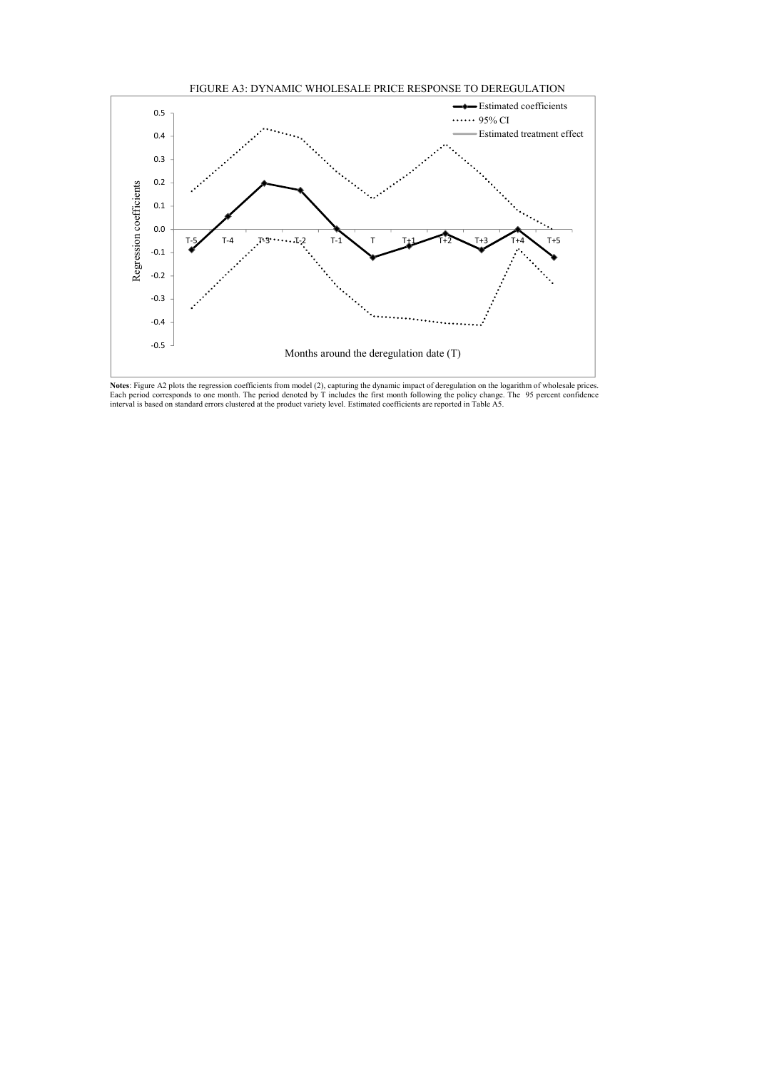FIGURE A3: DYNAMIC WHOLESALE PRICE RESPONSE TO DEREGULATION

**Notes**: Figure A2 plots the regression coefficients from model (2), capturing the dynamic impact of deregulation on the logarithm of wholesale prices. Each period corresponds to one month. The period denoted by T includes the first month following the policy change. The 95 percent confidence interval is based on standard errors clustered at the product variety level. Estimated coefficients are reported in Table A5.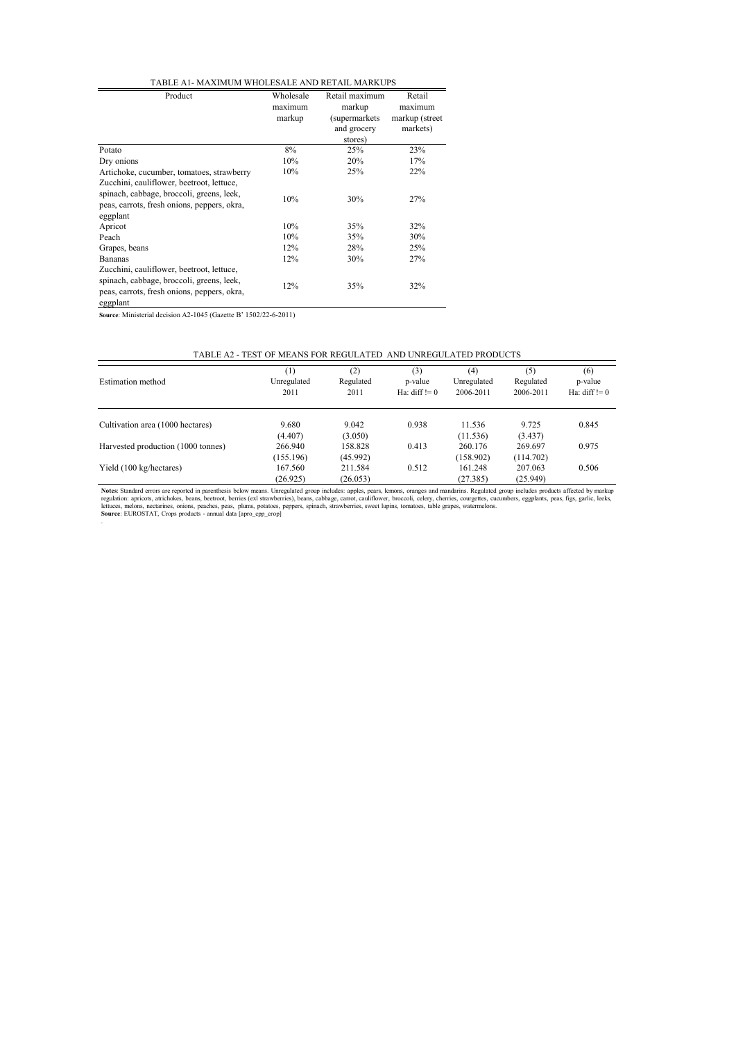TABLE A1- MAXIMUM WHOLESALE AND RETAIL MARKUPS

| Product | Wholesale maximum markup | Retail maximum markup (supermarkets and grocery stores) | Retail maximum markup (street markets) |
|---|---|---|---|
| Potato | 8% | 25% | 23% |
| Dry onions | 10% | 20% | 17% |
| Artichoke, cucumber, tomatoes, strawberry | 10% | 25% | 22% |
| Zucchini, cauliflower, beetroot, lettuce, spinach, cabbage, broccoli, greens, leek, peas, carrots, fresh onions, peppers, okra, eggplant | 10% | 30% | 27% |
| Apricot | 10% | 35% | 32% |
| Peach | 10% | 35% | 30% |
| Grapes, beans | 12% | 28% | 25% |
| Bananas | 12% | 30% | 27% |
| Zucchini, cauliflower, beetroot, lettuce, spinach, cabbage, broccoli, greens, leek, peas, carrots, fresh onions, peppers, okra, eggplant | 12% | 35% | 32% |

**Source**: Ministerial decision A2-1045 (Gazette B' 1502/22-6-2011)

TABLE A2 - TEST OF MEANS FOR REGULATED AND UNREGULATED PRODUCTS

| Estimation method | (1) Unregulated 2011 | (2) Regulated 2011 | (3) p-value Ha: diff != 0 | (4) Unregulated 2006-2011 | (5) Regulated 2006-2011 | (6) p-value Ha: diff != 0 |
|---|---|---|---|---|---|---|
| Cultivation area (1000 hectares) | 9.680 | 9.042 | 0.938 | 11.536 | 9.725 | 0.845 |
| | (4.407) | (3.050) | | (11.536) | (3.437) | |
| Harvested production (1000 tonnes) | 266.940 | 158.828 | 0.413 | 260.176 | 269.697 | 0.975 |
| | (155.196) | (45.992) | | (158.902) | (114.702) | |
| Yield (100 kg/hectares) | 167.560 | 211.584 | 0.512 | 161.248 | 207.063 | 0.506 |
| | (26.925) | (26.053) | | (27.385) | (25.949) | |

**Notes**: Standard errors are reported in parenthesis below means. Unregulated group includes: apples, pears, lemons, oranges and mandarins. Regulated group includes products affected by markup regulation: apricots, atrichokes, beans, beetroot, berries (exl strawberries), beans, cabbage, carrot, cauliflower, broccoli, celery, cherries, courgettes, cucumbers, eggplants, peas, figs, garlic, leeks, lettuces, melons, nectarines, onions, peaches, peas, plums, potatoes, peppers, spinach, strawberries, sweet lupins, tomatoes, table grapes, watermelons.
**Source**: EUROSTAT, Crops products - annual data [apro_cpp_crop]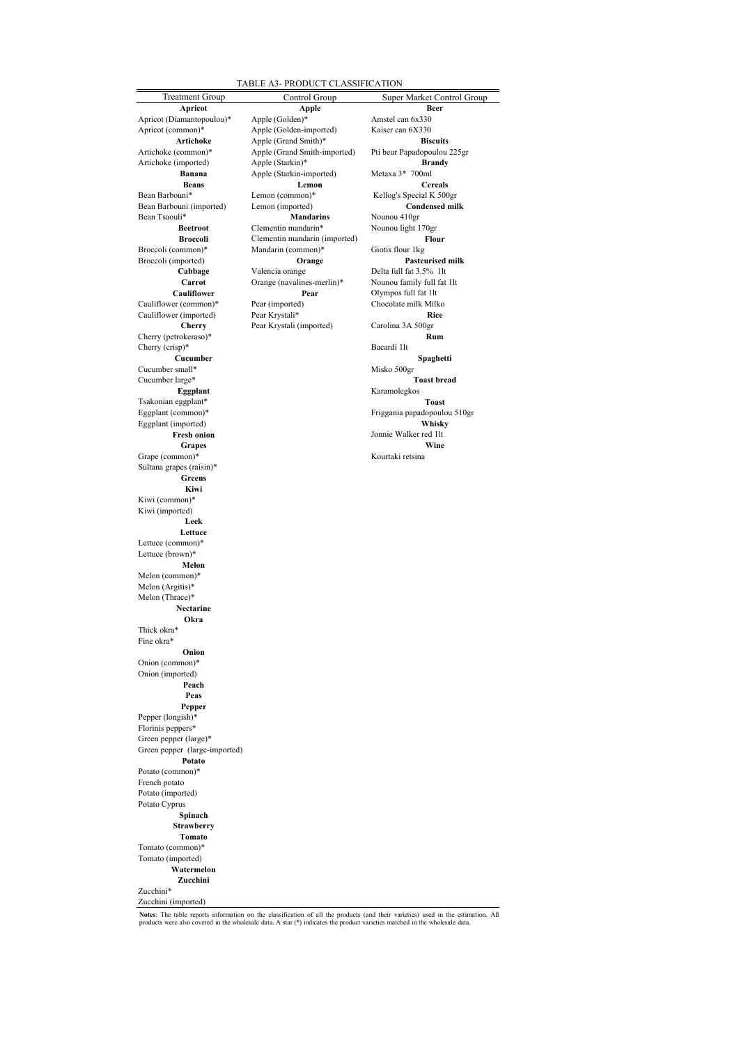TABLE A3- PRODUCT CLASSIFICATION

| Treatment Group | Control Group | Super Market Control Group |
|---|---|---|
| **Apricot** | **Apple** | **Beer** |
| Apricot (Diamantopoulou)* | Apple (Golden)* | Amstel can 6x330 |
| Apricot (common)* | Apple (Golden-imported) | Kaiser can 6X330 |
| **Artichoke** | Apple (Grand Smith)* | **Biscuits** |
| Artichoke (common)* | Apple (Grand Smith-imported) | Pti beur Papadopoulou 225gr |
| Artichoke (imported) | Apple (Starkin)* | **Brandy** |
| **Banana** | Apple (Starkin-imported) | Metaxa 3* 700ml |
| **Beans** | **Lemon** | **Cereals** |
| Bean Barbouni* | Lemon (common)* | Kellog's Special K 500gr |
| Bean Barbouni (imported) | Lemon (imported) | **Condensed milk** |
| Bean Tsaouli* | **Mandarins** | Nounou 410gr |
| **Beetroot** | Clementin mandarin* | Nounou light 170gr |
| **Broccoli** | Clementin mandarin (imported) | **Flour** |
| Broccoli (common)* | Mandarin (common)* | Giotis flour 1kg |
| Broccoli (imported) | **Orange** | **Pasteurised milk** |
| **Cabbage** | Valencia orange | Delta full fat 3.5% 1lt |
| **Carrot** | Orange (navalines-merlin)* | Nounou family full fat 1lt |
| **Cauliflower** | **Pear** | Olympos full fat 1lt |
| Cauliflower (common)* | Pear (imported) | Chocolate milk Milko |
| Cauliflower (imported) | Pear Krystali* | **Rice** |
| **Cherry** | Pear Krystali (imported) | Carolina 3A 500gr |
| Cherry (petrokeraso)* | | **Rum** |
| Cherry (crisp)* | | Bacardi 1lt |
| **Cucumber** | | **Spaghetti** |
| Cucumber small* | | Misko 500gr |
| Cucumber large* | | **Toast bread** |
| **Eggplant** | | Karamolegkos |
| Tsakonian eggplant* | | **Toast** |
| Eggplant (common)* | | Friggania papadopoulou 510gr |
| Eggplant (imported) | | **Whisky** |
| **Fresh onion** | | Jonnie Walker red 1lt |
| **Grapes** | | **Wine** |
| Grape (common)* | | Kourtaki retsina |
| Sultana grapes (raisin)* | | |
| **Greens** | | |
| **Kiwi** | | |
| Kiwi (common)* | | |
| Kiwi (imported) | | |
| **Leek** | | |
| **Lettuce** | | |
| Lettuce (common)* | | |
| Lettuce (brown)* | | |
| **Melon** | | |
| Melon (common)* | | |
| Melon (Argitis)* | | |
| Melon (Thrace)* | | |
| **Nectarine** | | |
| **Okra** | | |
| Thick okra* | | |
| Fine okra* | | |
| **Onion** | | |
| Onion (common)* | | |
| Onion (imported) | | |
| **Peach** | | |
| **Peas** | | |
| **Pepper** | | |
| Pepper (longish)* | | |
| Florinis peppers* | | |
| Green pepper (large)* | | |
| Green pepper (large-imported) | | |
| **Potato** | | |
| Potato (common)* | | |
| French potato | | |
| Potato (imported) | | |
| Potato Cyprus | | |
| **Spinach** | | |
| **Strawberry** | | |
| **Tomato** | | |
| Tomato (common)* | | |
| Tomato (imported) | | |
| **Watermelon** | | |
| **Zucchini** | | |
| Zucchini* | | |
| Zucchini (imported) | | |

**Notes**: The table reports information on the classification of all the products (and their varieties) used in the estimation. All products were also covered in the wholesale data. A star (*) indicates the product varieties matched in the wholesale data.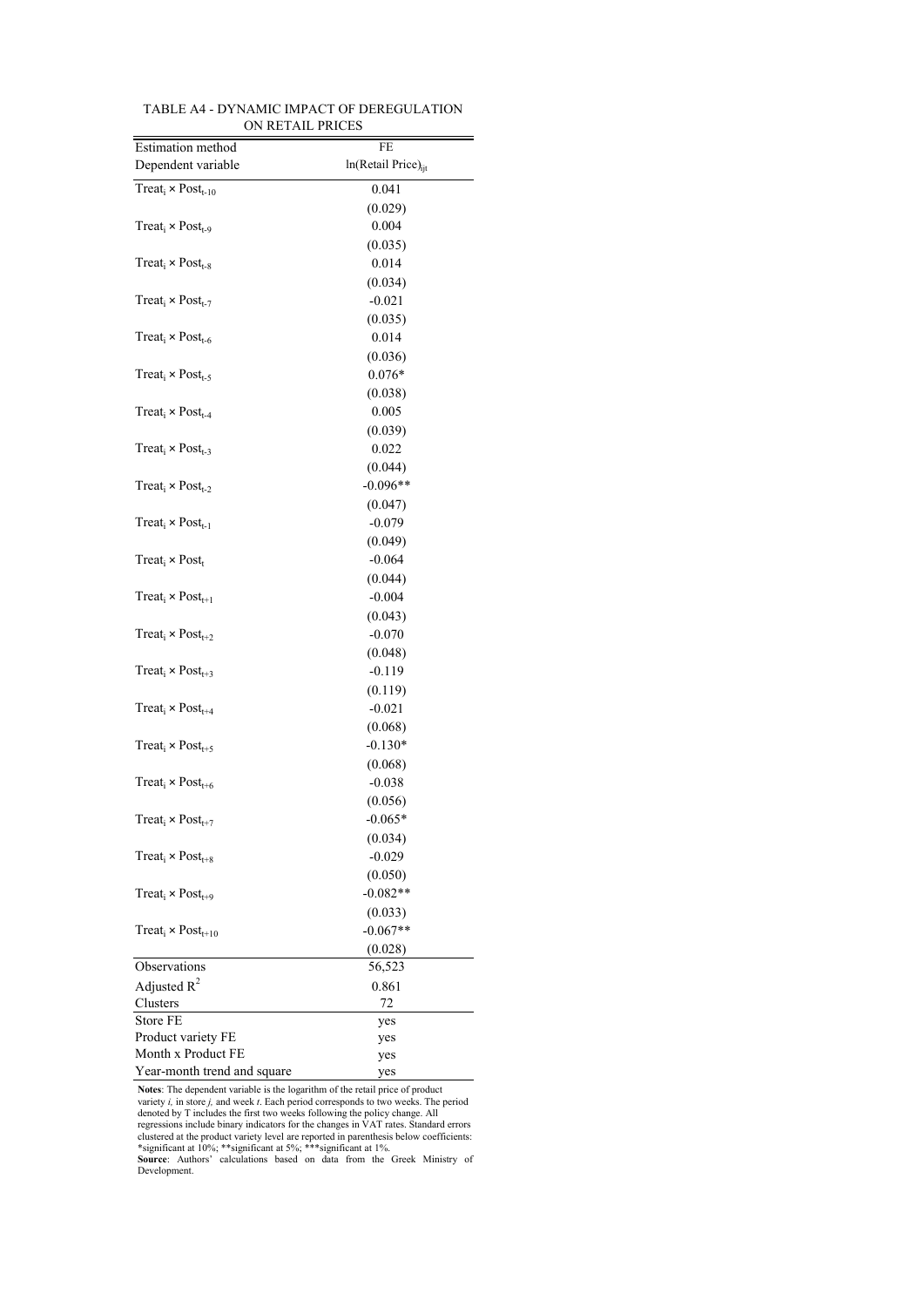TABLE A4 - DYNAMIC IMPACT OF DEREGULATION ON RETAIL PRICES

| Estimation method | FE |
|---|---|
| Dependent variable | $\ln(\text{Retail Price})_{ijt}$ |
| $\text{Treat}_i \times \text{Post}_{t-10}$ | 0.041 |
| | (0.029) |
| $\text{Treat}_i \times \text{Post}_{t-9}$ | 0.004 |
| | (0.035) |
| $\text{Treat}_i \times \text{Post}_{t-8}$ | 0.014 |
| | (0.034) |
| $\text{Treat}_i \times \text{Post}_{t-7}$ | -0.021 |
| | (0.035) |
| $\text{Treat}_i \times \text{Post}_{t-6}$ | 0.014 |
| | (0.036) |
| $\text{Treat}_i \times \text{Post}_{t-5}$ | 0.076* |
| | (0.038) |
| $\text{Treat}_i \times \text{Post}_{t-4}$ | 0.005 |
| | (0.039) |
| $\text{Treat}_i \times \text{Post}_{t-3}$ | 0.022 |
| | (0.044) |
| $\text{Treat}_i \times \text{Post}_{t-2}$ | -0.096** |
| | (0.047) |
| $\text{Treat}_i \times \text{Post}_{t-1}$ | -0.079 |
| | (0.049) |
| $\text{Treat}_i \times \text{Post}_{t}$ | -0.064 |
| | (0.044) |
| $\text{Treat}_i \times \text{Post}_{t+1}$ | -0.004 |
| | (0.043) |
| $\text{Treat}_i \times \text{Post}_{t+2}$ | -0.070 |
| | (0.048) |
| $\text{Treat}_i \times \text{Post}_{t+3}$ | -0.119 |
| | (0.119) |
| $\text{Treat}_i \times \text{Post}_{t+4}$ | -0.021 |
| | (0.068) |
| $\text{Treat}_i \times \text{Post}_{t+5}$ | -0.130* |
| | (0.068) |
| $\text{Treat}_i \times \text{Post}_{t+6}$ | -0.038 |
| | (0.056) |
| $\text{Treat}_i \times \text{Post}_{t+7}$ | -0.065* |
| | (0.034) |
| $\text{Treat}_i \times \text{Post}_{t+8}$ | -0.029 |
| | (0.050) |
| $\text{Treat}_i \times \text{Post}_{t+9}$ | -0.082** |
| | (0.033) |
| $\text{Treat}_i \times \text{Post}_{t+10}$ | -0.067** |
| | (0.028) |
| Observations | 56,523 |
| Adjusted $R^2$ | 0.861 |
| Clusters | 72 |
| Store FE | yes |
| Product variety FE | yes |
| Month x Product FE | yes |
| Year-month trend and square | yes |

**Notes**: The dependent variable is the logarithm of the retail price of product variety *i,* in store *j,* and week *t*. Each period corresponds to two weeks. The period denoted by T includes the first two weeks following the policy change. All regressions include binary indicators for the changes in VAT rates. Standard errors clustered at the product variety level are reported in parenthesis below coefficients: *significant at 10%; **significant at 5%; ***significant at 1%.

**Source**: Authors' calculations based on data from the Greek Ministry of Development.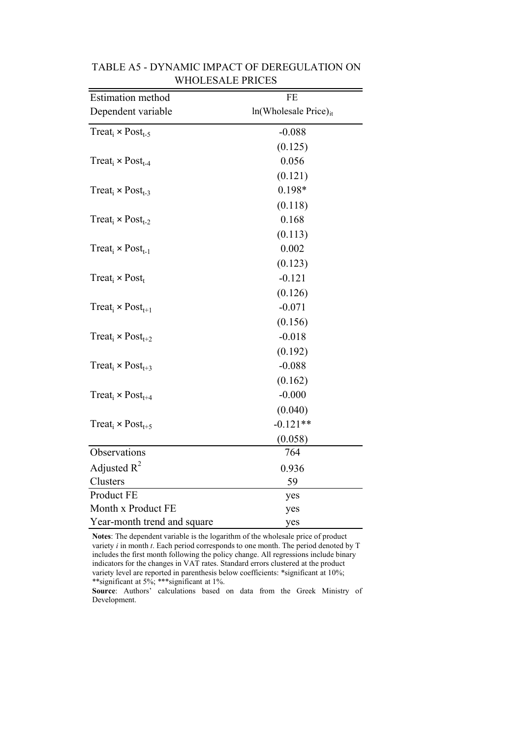TABLE A5 - DYNAMIC IMPACT OF DEREGULATION ON WHOLESALE PRICES

| Estimation method | FE |
|---|---|
| Dependent variable | $\ln(\text{Wholesale Price})_{it}$ |
| $\text{Treat}_i \times \text{Post}_{t-5}$ | -0.088 |
| | (0.125) |
| $\text{Treat}_i \times \text{Post}_{t-4}$ | 0.056 |
| | (0.121) |
| $\text{Treat}_i \times \text{Post}_{t-3}$ | 0.198* |
| | (0.118) |
| $\text{Treat}_i \times \text{Post}_{t-2}$ | 0.168 |
| | (0.113) |
| $\text{Treat}_i \times \text{Post}_{t-1}$ | 0.002 |
| | (0.123) |
| $\text{Treat}_i \times \text{Post}_{t}$ | -0.121 |
| | (0.126) |
| $\text{Treat}_i \times \text{Post}_{t+1}$ | -0.071 |
| | (0.156) |
| $\text{Treat}_i \times \text{Post}_{t+2}$ | -0.018 |
| | (0.192) |
| $\text{Treat}_i \times \text{Post}_{t+3}$ | -0.088 |
| | (0.162) |
| $\text{Treat}_i \times \text{Post}_{t+4}$ | -0.000 |
| | (0.040) |
| $\text{Treat}_i \times \text{Post}_{t+5}$ | -0.121** |
| | (0.058) |
| Observations | 764 |
| Adjusted $R^2$ | 0.936 |
| Clusters | 59 |
| Product FE | yes |
| Month x Product FE | yes |
| Year-month trend and square | yes |

**Notes**: The dependent variable is the logarithm of the wholesale price of product variety *i* in month *t*. Each period corresponds to one month. The period denoted by T includes the first month following the policy change. All regressions include binary indicators for the changes in VAT rates. Standard errors clustered at the product variety level are reported in parenthesis below coefficients: *significant at 10%; **significant at 5%; ***significant at 1%.

**Source**: Authors' calculations based on data from the Greek Ministry of Development.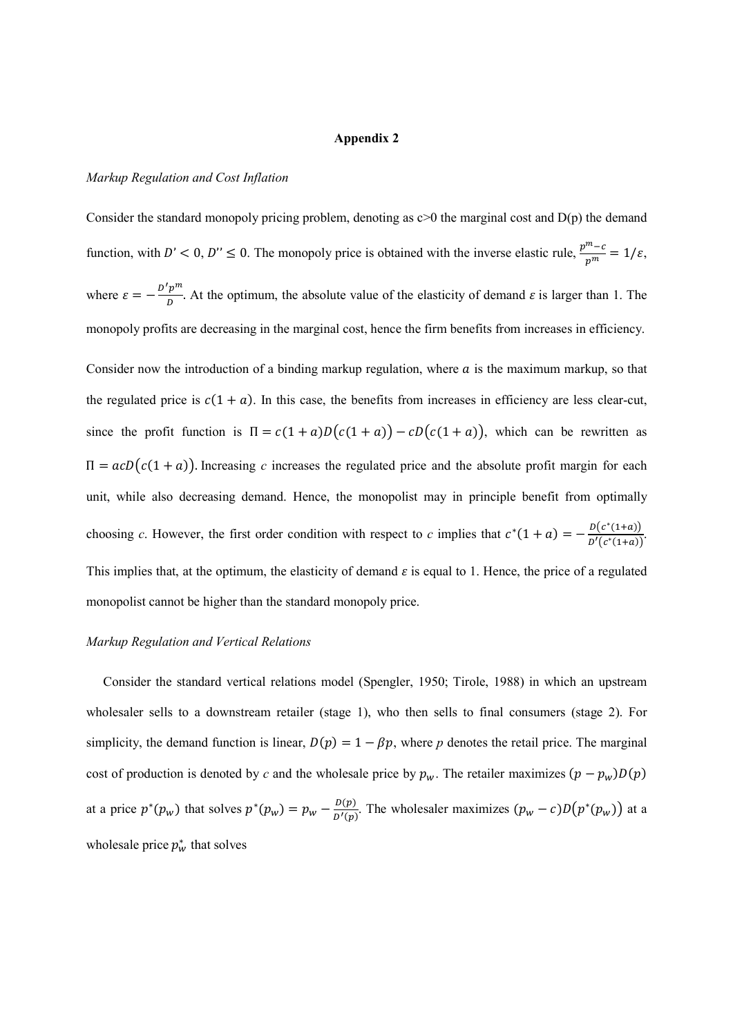**Appendix 2**

*Markup Regulation and Cost Inflation*

Consider the standard monopoly pricing problem, denoting as c>0 the marginal cost and D(p) the demand function, with $D' < 0$, $D'' \leq 0$. The monopoly price is obtained with the inverse elastic rule, $\frac{p^m - c}{p^m} = 1/\varepsilon$, where $\varepsilon = -\frac{D' p^m}{D}$. At the optimum, the absolute value of the elasticity of demand $\varepsilon$ is larger than 1. The monopoly profits are decreasing in the marginal cost, hence the firm benefits from increases in efficiency.

Consider now the introduction of a binding markup regulation, where $a$ is the maximum markup, so that the regulated price is $c(1 + a)$. In this case, the benefits from increases in efficiency are less clear-cut, since the profit function is $\Pi = c(1 + a)D(c(1 + a)) - cD(c(1 + a))$, which can be rewritten as $\Pi = acD(c(1 + a))$. Increasing *c* increases the regulated price and the absolute profit margin for each unit, while also decreasing demand. Hence, the monopolist may in principle benefit from optimally choosing *c*. However, the first order condition with respect to *c* implies that $c^*(1 + a) = -\frac{D(c^*(1+a))}{D'(c^*(1+a))}$. This implies that, at the optimum, the elasticity of demand $\varepsilon$ is equal to 1. Hence, the price of a regulated monopolist cannot be higher than the standard monopoly price.

*Markup Regulation and Vertical Relations*

Consider the standard vertical relations model (Spengler, 1950; Tirole, 1988) in which an upstream wholesaler sells to a downstream retailer (stage 1), who then sells to final consumers (stage 2). For simplicity, the demand function is linear, $D(p) = 1 - \beta p$, where *p* denotes the retail price. The marginal cost of production is denoted by *c* and the wholesale price by $p_w$. The retailer maximizes $(p - p_w)D(p)$ at a price $p^*(p_w)$ that solves $p^*(p_w) = p_w - \frac{D(p)}{D'(p)}$. The wholesaler maximizes $(p_w - c)D(p^*(p_w))$ at a wholesale price $p_w^*$ that solves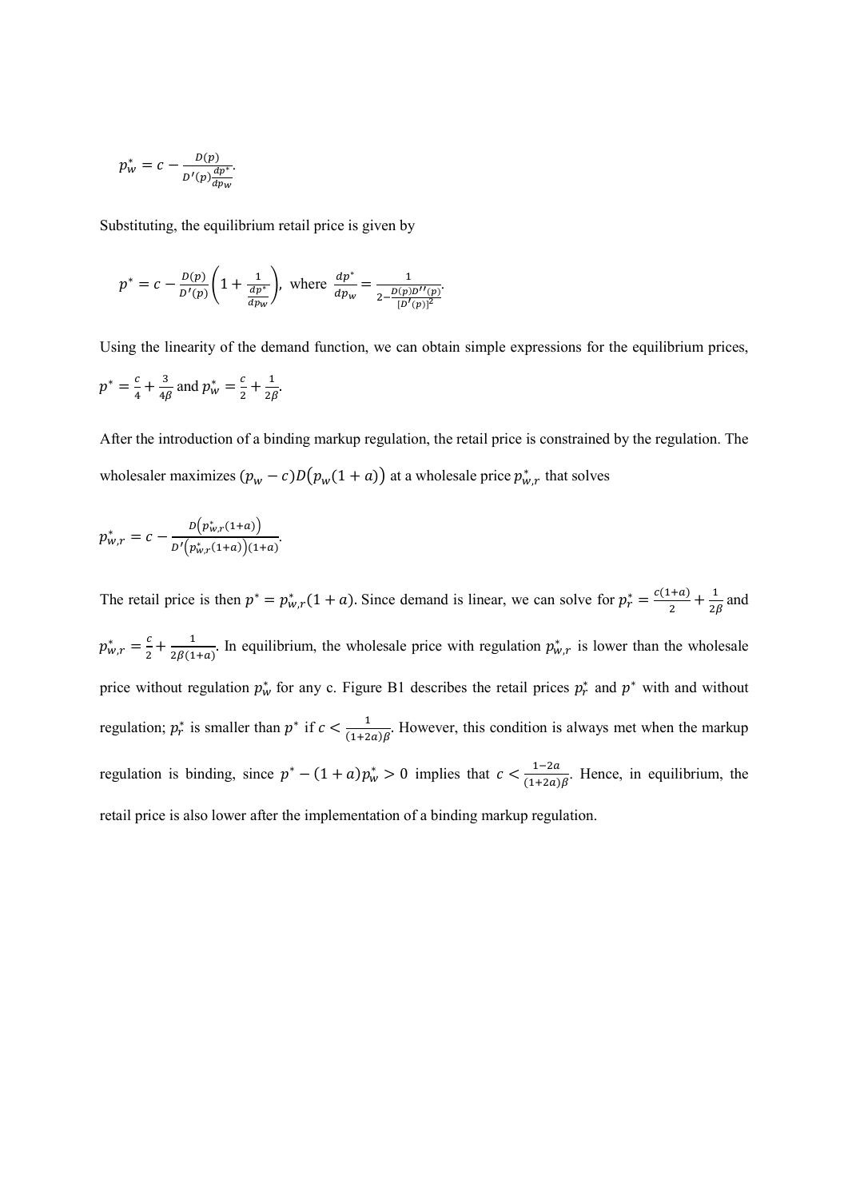$$p_w^* = c - \frac{D(p)}{D'(p)\frac{dp^*}{dp_w}}.$$

Substituting, the equilibrium retail price is given by

$$p^* = c - \frac{D(p)}{D'(p)}\left(1 + \frac{1}{\frac{dp^*}{dp_w}}\right), \text{ where } \frac{dp^*}{dp_w} = \frac{1}{2 - \frac{D(p)D''(p)}{[D'(p)]^2}}.$$

Using the linearity of the demand function, we can obtain simple expressions for the equilibrium prices, $p^* = \frac{c}{4} + \frac{3}{4\beta}$ and $p_w^* = \frac{c}{2} + \frac{1}{2\beta}$.

After the introduction of a binding markup regulation, the retail price is constrained by the regulation. The wholesaler maximizes $(p_w - c)D\big(p_w(1+a)\big)$ at a wholesale price $p_{w,r}^*$ that solves

$$p_{w,r}^* = c - \frac{D\big(p_{w,r}^*(1+a)\big)}{D'\big(p_{w,r}^*(1+a)\big)(1+a)}.$$

The retail price is then $p^* = p_{w,r}^*(1+a)$. Since demand is linear, we can solve for $p_r^* = \frac{c(1+a)}{2} + \frac{1}{2\beta}$ and $p_{w,r}^* = \frac{c}{2} + \frac{1}{2\beta(1+a)}$. In equilibrium, the wholesale price with regulation $p_{w,r}^*$ is lower than the wholesale price without regulation $p_w^*$ for any c. Figure B1 describes the retail prices $p_r^*$ and $p^*$ with and without regulation; $p_r^*$ is smaller than $p^*$ if $c < \frac{1}{(1+2a)\beta}$. However, this condition is always met when the markup regulation is binding, since $p^* - (1+a)p_w^* > 0$ implies that $c < \frac{1-2a}{(1+2a)\beta}$. Hence, in equilibrium, the retail price is also lower after the implementation of a binding markup regulation.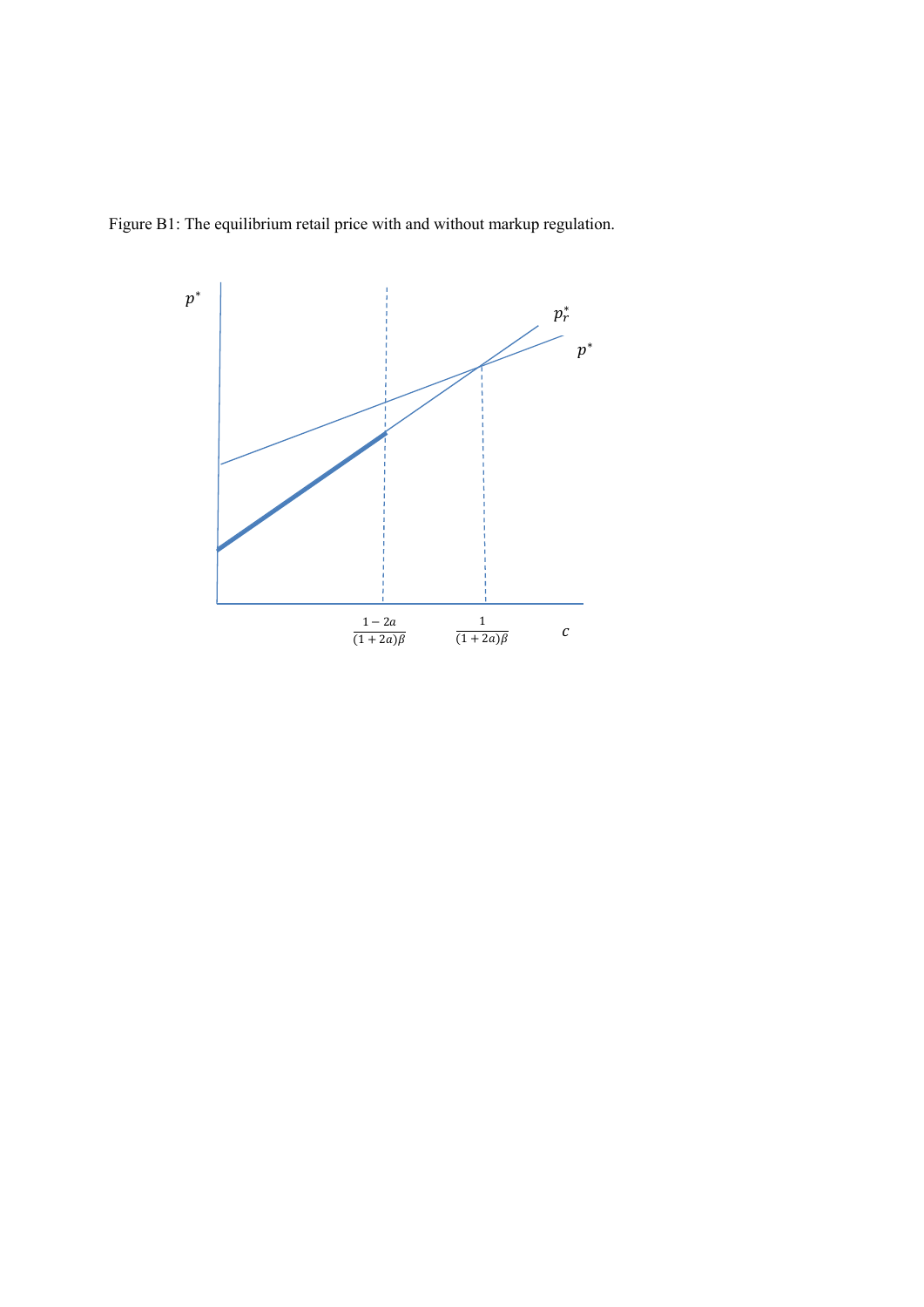Figure B1: The equilibrium retail price with and without markup regulation.

$p^*$

$p_r^*$

$p^*$

$\frac{1-2a}{(1+2a)\beta}$

$\frac{1}{(1+2a)\beta}$

$c$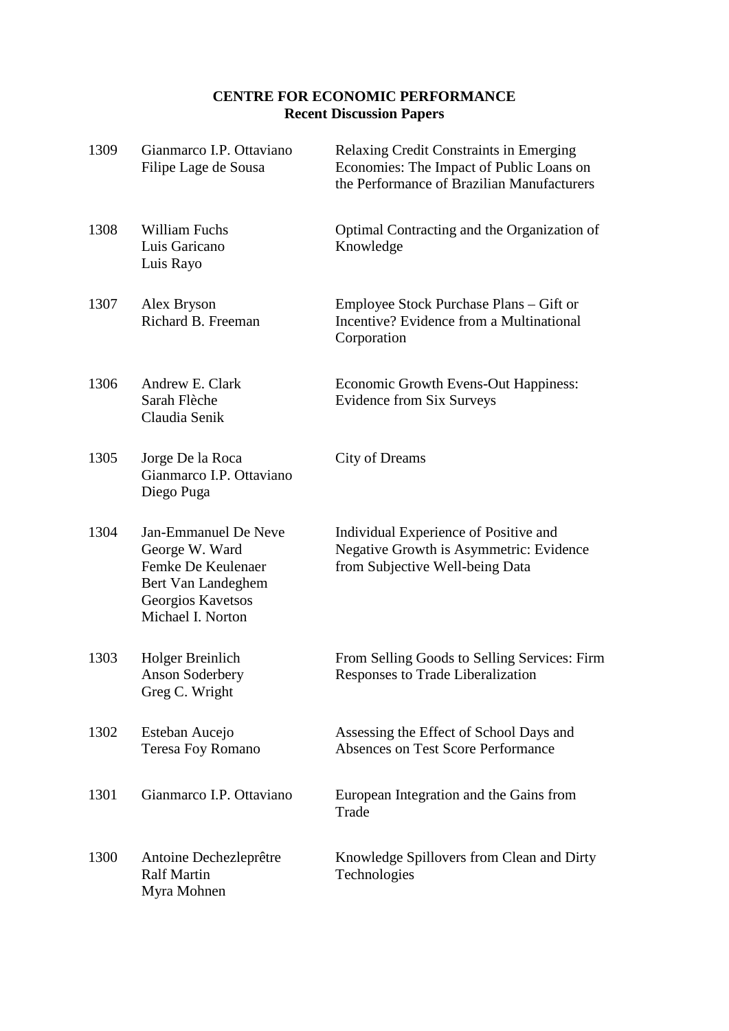**CENTRE FOR ECONOMIC PERFORMANCE**
**Recent Discussion Papers**

| | | |
|---|---|---|
| 1309 | Gianmarco I.P. Ottaviano<br>Filipe Lage de Sousa | Relaxing Credit Constraints in Emerging Economies: The Impact of Public Loans on the Performance of Brazilian Manufacturers |
| 1308 | William Fuchs<br>Luis Garicano<br>Luis Rayo | Optimal Contracting and the Organization of Knowledge |
| 1307 | Alex Bryson<br>Richard B. Freeman | Employee Stock Purchase Plans – Gift or Incentive? Evidence from a Multinational Corporation |
| 1306 | Andrew E. Clark<br>Sarah Flèche<br>Claudia Senik | Economic Growth Evens-Out Happiness: Evidence from Six Surveys |
| 1305 | Jorge De la Roca<br>Gianmarco I.P. Ottaviano<br>Diego Puga | City of Dreams |
| 1304 | Jan-Emmanuel De Neve<br>George W. Ward<br>Femke De Keulenaer<br>Bert Van Landeghem<br>Georgios Kavetsos<br>Michael I. Norton | Individual Experience of Positive and Negative Growth is Asymmetric: Evidence from Subjective Well-being Data |
| 1303 | Holger Breinlich<br>Anson Soderbery<br>Greg C. Wright | From Selling Goods to Selling Services: Firm Responses to Trade Liberalization |
| 1302 | Esteban Aucejo<br>Teresa Foy Romano | Assessing the Effect of School Days and Absences on Test Score Performance |
| 1301 | Gianmarco I.P. Ottaviano | European Integration and the Gains from Trade |
| 1300 | Antoine Dechezleprêtre<br>Ralf Martin<br>Myra Mohnen | Knowledge Spillovers from Clean and Dirty Technologies |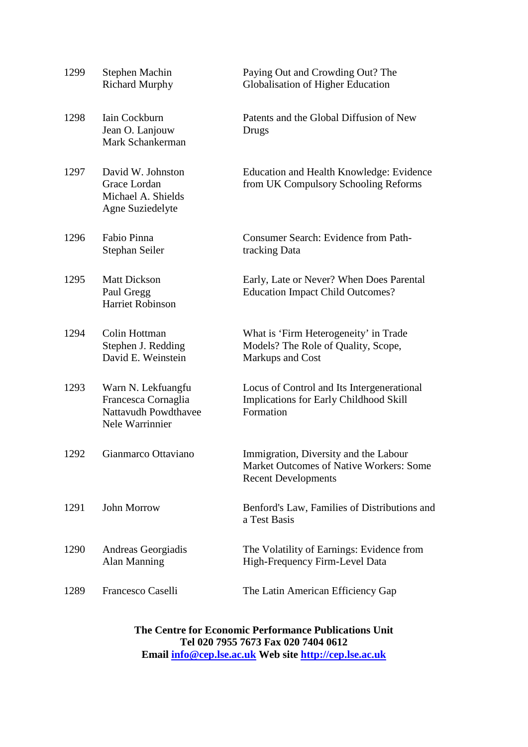| | | |
|---|---|---|
| 1299 | Stephen Machin<br>Richard Murphy | Paying Out and Crowding Out? The Globalisation of Higher Education |
| 1298 | Iain Cockburn<br>Jean O. Lanjouw<br>Mark Schankerman | Patents and the Global Diffusion of New Drugs |
| 1297 | David W. Johnston<br>Grace Lordan<br>Michael A. Shields<br>Agne Suziedelyte | Education and Health Knowledge: Evidence from UK Compulsory Schooling Reforms |
| 1296 | Fabio Pinna<br>Stephan Seiler | Consumer Search: Evidence from Path-tracking Data |
| 1295 | Matt Dickson<br>Paul Gregg<br>Harriet Robinson | Early, Late or Never? When Does Parental Education Impact Child Outcomes? |
| 1294 | Colin Hottman<br>Stephen J. Redding<br>David E. Weinstein | What is 'Firm Heterogeneity' in Trade Models? The Role of Quality, Scope, Markups and Cost |
| 1293 | Warn N. Lekfuangfu<br>Francesca Cornaglia<br>Nattavudh Powdthavee<br>Nele Warrinnier | Locus of Control and Its Intergenerational Implications for Early Childhood Skill Formation |
| 1292 | Gianmarco Ottaviano | Immigration, Diversity and the Labour Market Outcomes of Native Workers: Some Recent Developments |
| 1291 | John Morrow | Benford's Law, Families of Distributions and a Test Basis |
| 1290 | Andreas Georgiadis<br>Alan Manning | The Volatility of Earnings: Evidence from High-Frequency Firm-Level Data |
| 1289 | Francesco Caselli | The Latin American Efficiency Gap |

**The Centre for Economic Performance Publications Unit**
**Tel 020 7955 7673 Fax 020 7404 0612**
**Email info@cep.lse.ac.uk Web site http://cep.lse.ac.uk**